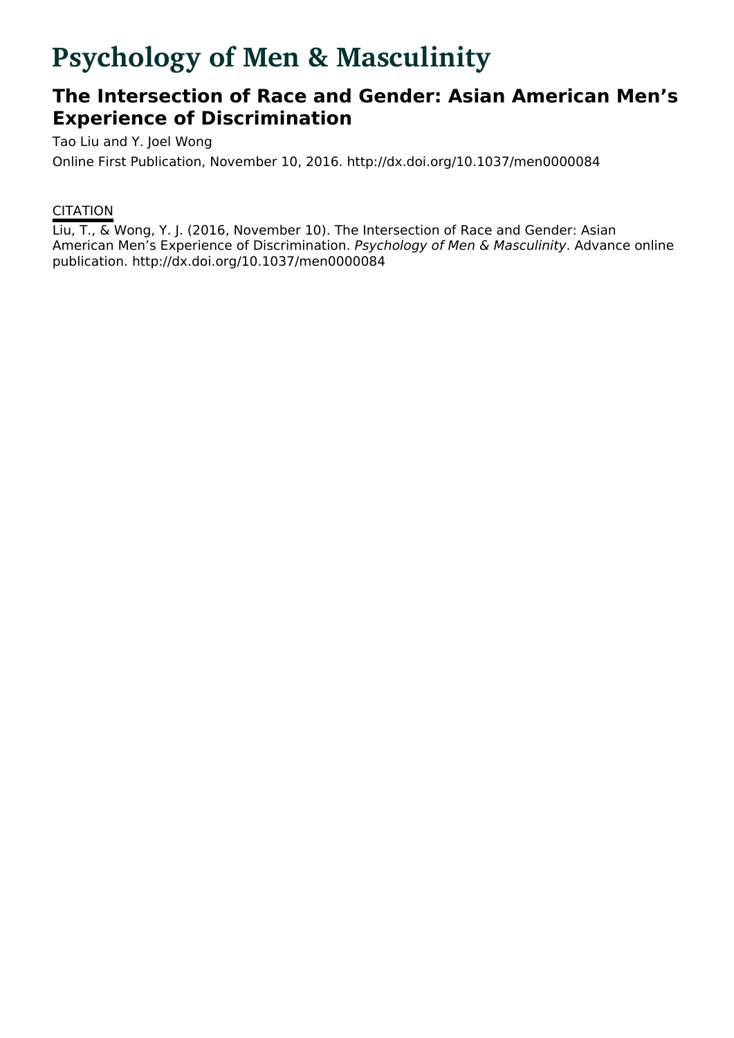# Psychology of Men & Masculinity

## The Intersection of Race and Gender: Asian American Men's Experience of Discrimination

Tao Liu and Y. Joel Wong

Online First Publication, November 10, 2016. http://dx.doi.org/10.1037/men0000084

CITATION

Liu, T., & Wong, Y. J. (2016, November 10). The Intersection of Race and Gender: Asian American Men's Experience of Discrimination. *Psychology of Men & Masculinity*. Advance online publication. http://dx.doi.org/10.1037/men0000084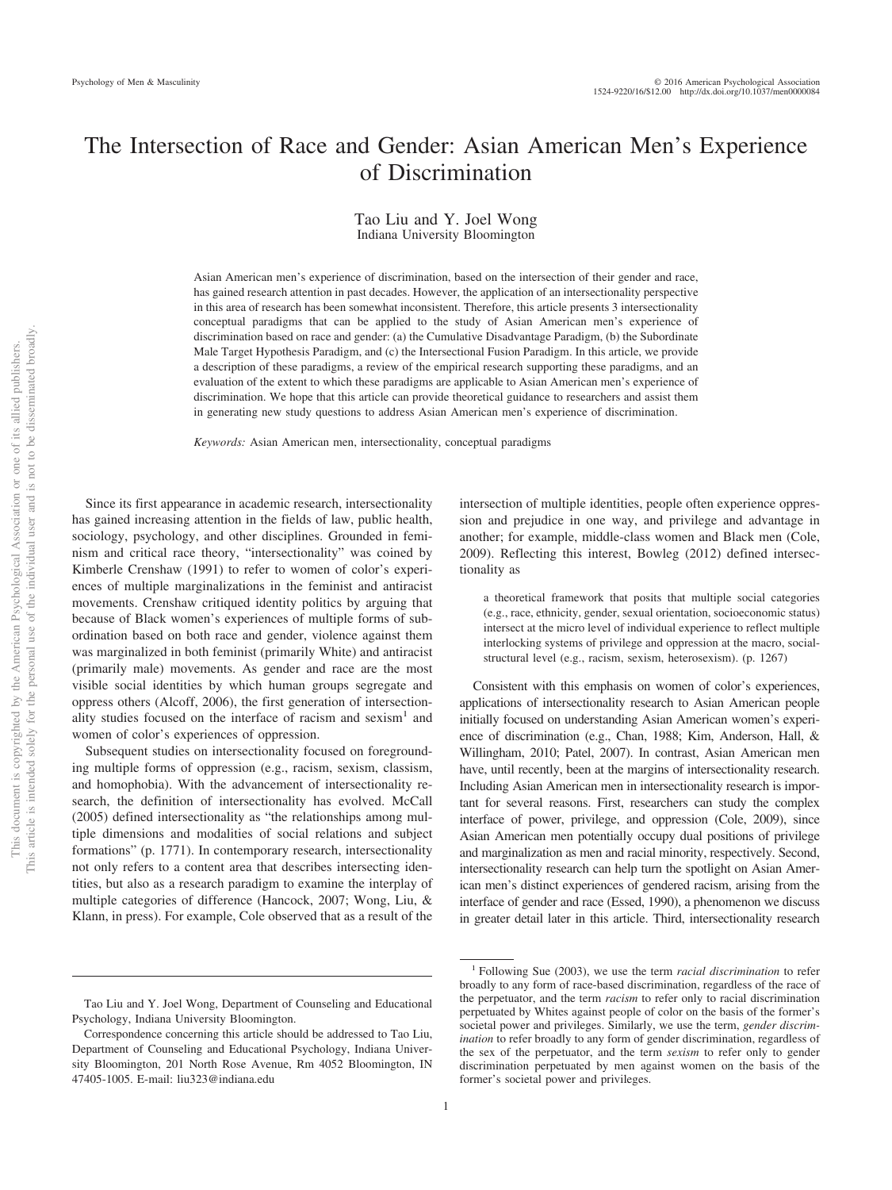# The Intersection of Race and Gender: Asian American Men's Experience of Discrimination

Tao Liu and Y. Joel Wong
Indiana University Bloomington

Asian American men's experience of discrimination, based on the intersection of their gender and race, has gained research attention in past decades. However, the application of an intersectionality perspective in this area of research has been somewhat inconsistent. Therefore, this article presents 3 intersectionality conceptual paradigms that can be applied to the study of Asian American men's experience of discrimination based on race and gender: (a) the Cumulative Disadvantage Paradigm, (b) the Subordinate Male Target Hypothesis Paradigm, and (c) the Intersectional Fusion Paradigm. In this article, we provide a description of these paradigms, a review of the empirical research supporting these paradigms, and an evaluation of the extent to which these paradigms are applicable to Asian American men's experience of discrimination. We hope that this article can provide theoretical guidance to researchers and assist them in generating new study questions to address Asian American men's experience of discrimination.

*Keywords:* Asian American men, intersectionality, conceptual paradigms

Since its first appearance in academic research, intersectionality has gained increasing attention in the fields of law, public health, sociology, psychology, and other disciplines. Grounded in feminism and critical race theory, "intersectionality" was coined by Kimberle Crenshaw (1991) to refer to women of color's experiences of multiple marginalizations in the feminist and antiracist movements. Crenshaw critiqued identity politics by arguing that because of Black women's experiences of multiple forms of subordination based on both race and gender, violence against them was marginalized in both feminist (primarily White) and antiracist (primarily male) movements. As gender and race are the most visible social identities by which human groups segregate and oppress others (Alcoff, 2006), the first generation of intersectionality studies focused on the interface of racism and sexism[1] and women of color's experiences of oppression.

Subsequent studies on intersectionality focused on foregrounding multiple forms of oppression (e.g., racism, sexism, classism, and homophobia). With the advancement of intersectionality research, the definition of intersectionality has evolved. McCall (2005) defined intersectionality as "the relationships among multiple dimensions and modalities of social relations and subject formations" (p. 1771). In contemporary research, intersectionality not only refers to a content area that describes intersecting identities, but also as a research paradigm to examine the interplay of multiple categories of difference (Hancock, 2007; Wong, Liu, & Klann, in press). For example, Cole observed that as a result of the intersection of multiple identities, people often experience oppression and prejudice in one way, and privilege and advantage in another; for example, middle-class women and Black men (Cole, 2009). Reflecting this interest, Bowleg (2012) defined intersectionality as

> a theoretical framework that posits that multiple social categories (e.g., race, ethnicity, gender, sexual orientation, socioeconomic status) intersect at the micro level of individual experience to reflect multiple interlocking systems of privilege and oppression at the macro, social-structural level (e.g., racism, sexism, heterosexism). (p. 1267)

Consistent with this emphasis on women of color's experiences, applications of intersectionality research to Asian American people initially focused on understanding Asian American women's experience of discrimination (e.g., Chan, 1988; Kim, Anderson, Hall, & Willingham, 2010; Patel, 2007). In contrast, Asian American men have, until recently, been at the margins of intersectionality research. Including Asian American men in intersectionality research is important for several reasons. First, researchers can study the complex interface of power, privilege, and oppression (Cole, 2009), since Asian American men potentially occupy dual positions of privilege and marginalization as men and racial minority, respectively. Second, intersectionality research can help turn the spotlight on Asian American men's distinct experiences of gendered racism, arising from the interface of gender and race (Essed, 1990), a phenomenon we discuss in greater detail later in this article. Third, intersectionality research

Tao Liu and Y. Joel Wong, Department of Counseling and Educational Psychology, Indiana University Bloomington.

Correspondence concerning this article should be addressed to Tao Liu, Department of Counseling and Educational Psychology, Indiana University Bloomington, 201 North Rose Avenue, Rm 4052 Bloomington, IN 47405-1005. E-mail: liu323@indiana.edu

[1] Following Sue (2003), we use the term *racial discrimination* to refer broadly to any form of race-based discrimination, regardless of the race of the perpetuator, and the term *racism* to refer only to racial discrimination perpetuated by Whites against people of color on the basis of the former's societal power and privileges. Similarly, we use the term, *gender discrimination* to refer broadly to any form of gender discrimination, regardless of the sex of the perpetuator, and the term *sexism* to refer only to gender discrimination perpetuated by men against women on the basis of the former's societal power and privileges.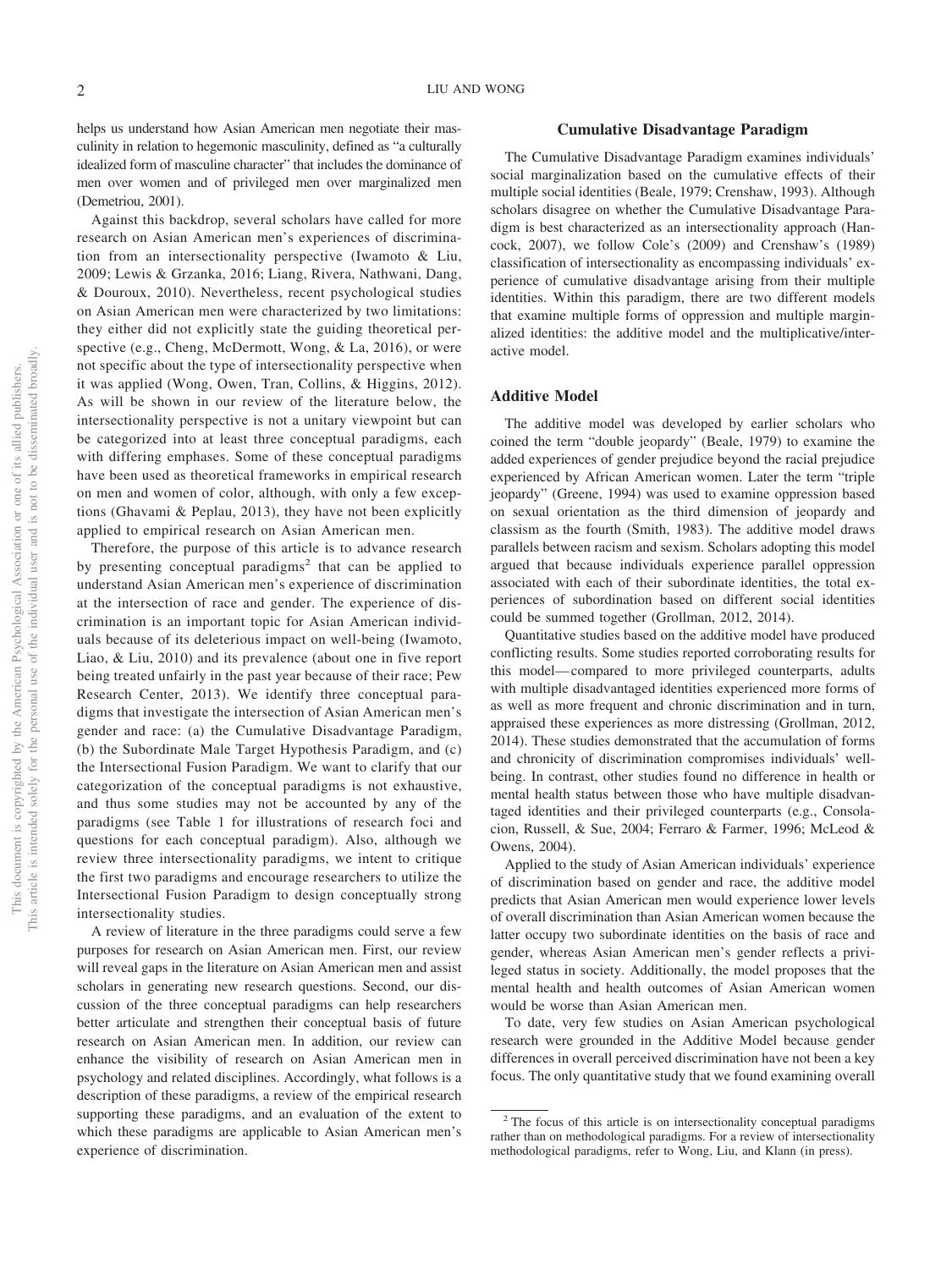helps us understand how Asian American men negotiate their masculinity in relation to hegemonic masculinity, defined as "a culturally idealized form of masculine character" that includes the dominance of men over women and of privileged men over marginalized men (Demetriou, 2001).

Against this backdrop, several scholars have called for more research on Asian American men's experiences of discrimination from an intersectionality perspective (Iwamoto & Liu, 2009; Lewis & Grzanka, 2016; Liang, Rivera, Nathwani, Dang, & Douroux, 2010). Nevertheless, recent psychological studies on Asian American men were characterized by two limitations: they either did not explicitly state the guiding theoretical perspective (e.g., Cheng, McDermott, Wong, & La, 2016), or were not specific about the type of intersectionality perspective when it was applied (Wong, Owen, Tran, Collins, & Higgins, 2012). As will be shown in our review of the literature below, the intersectionality perspective is not a unitary viewpoint but can be categorized into at least three conceptual paradigms, each with differing emphases. Some of these conceptual paradigms have been used as theoretical frameworks in empirical research on men and women of color, although, with only a few exceptions (Ghavami & Peplau, 2013), they have not been explicitly applied to empirical research on Asian American men.

Therefore, the purpose of this article is to advance research by presenting conceptual paradigms[2] that can be applied to understand Asian American men's experience of discrimination at the intersection of race and gender. The experience of discrimination is an important topic for Asian American individuals because of its deleterious impact on well-being (Iwamoto, Liao, & Liu, 2010) and its prevalence (about one in five report being treated unfairly in the past year because of their race; Pew Research Center, 2013). We identify three conceptual paradigms that investigate the intersection of Asian American men's gender and race: (a) the Cumulative Disadvantage Paradigm, (b) the Subordinate Male Target Hypothesis Paradigm, and (c) the Intersectional Fusion Paradigm. We want to clarify that our categorization of the conceptual paradigms is not exhaustive, and thus some studies may not be accounted by any of the paradigms (see Table 1 for illustrations of research foci and questions for each conceptual paradigm). Also, although we review three intersectionality paradigms, we intent to critique the first two paradigms and encourage researchers to utilize the Intersectional Fusion Paradigm to design conceptually strong intersectionality studies.

A review of literature in the three paradigms could serve a few purposes for research on Asian American men. First, our review will reveal gaps in the literature on Asian American men and assist scholars in generating new research questions. Second, our discussion of the three conceptual paradigms can help researchers better articulate and strengthen their conceptual basis of future research on Asian American men. In addition, our review can enhance the visibility of research on Asian American men in psychology and related disciplines. Accordingly, what follows is a description of these paradigms, a review of the empirical research supporting these paradigms, and an evaluation of the extent to which these paradigms are applicable to Asian American men's experience of discrimination.

## Cumulative Disadvantage Paradigm

The Cumulative Disadvantage Paradigm examines individuals' social marginalization based on the cumulative effects of their multiple social identities (Beale, 1979; Crenshaw, 1993). Although scholars disagree on whether the Cumulative Disadvantage Paradigm is best characterized as an intersectionality approach (Hancock, 2007), we follow Cole's (2009) and Crenshaw's (1989) classification of intersectionality as encompassing individuals' experience of cumulative disadvantage arising from their multiple identities. Within this paradigm, there are two different models that examine multiple forms of oppression and multiple marginalized identities: the additive model and the multiplicative/interactive model.

### Additive Model

The additive model was developed by earlier scholars who coined the term "double jeopardy" (Beale, 1979) to examine the added experiences of gender prejudice beyond the racial prejudice experienced by African American women. Later the term "triple jeopardy" (Greene, 1994) was used to examine oppression based on sexual orientation as the third dimension of jeopardy and classism as the fourth (Smith, 1983). The additive model draws parallels between racism and sexism. Scholars adopting this model argued that because individuals experience parallel oppression associated with each of their subordinate identities, the total experiences of subordination based on different social identities could be summed together (Grollman, 2012, 2014).

Quantitative studies based on the additive model have produced conflicting results. Some studies reported corroborating results for this model—compared to more privileged counterparts, adults with multiple disadvantaged identities experienced more forms of as well as more frequent and chronic discrimination and in turn, appraised these experiences as more distressing (Grollman, 2012, 2014). These studies demonstrated that the accumulation of forms and chronicity of discrimination compromises individuals' well-being. In contrast, other studies found no difference in health or mental health status between those who have multiple disadvantaged identities and their privileged counterparts (e.g., Consolacion, Russell, & Sue, 2004; Ferraro & Farmer, 1996; McLeod & Owens, 2004).

Applied to the study of Asian American individuals' experience of discrimination based on gender and race, the additive model predicts that Asian American men would experience lower levels of overall discrimination than Asian American women because the latter occupy two subordinate identities on the basis of race and gender, whereas Asian American men's gender reflects a privileged status in society. Additionally, the model proposes that the mental health and health outcomes of Asian American women would be worse than Asian American men.

To date, very few studies on Asian American psychological research were grounded in the Additive Model because gender differences in overall perceived discrimination have not been a key focus. The only quantitative study that we found examining overall

[2] The focus of this article is on intersectionality conceptual paradigms rather than on methodological paradigms. For a review of intersectionality methodological paradigms, refer to Wong, Liu, and Klann (in press).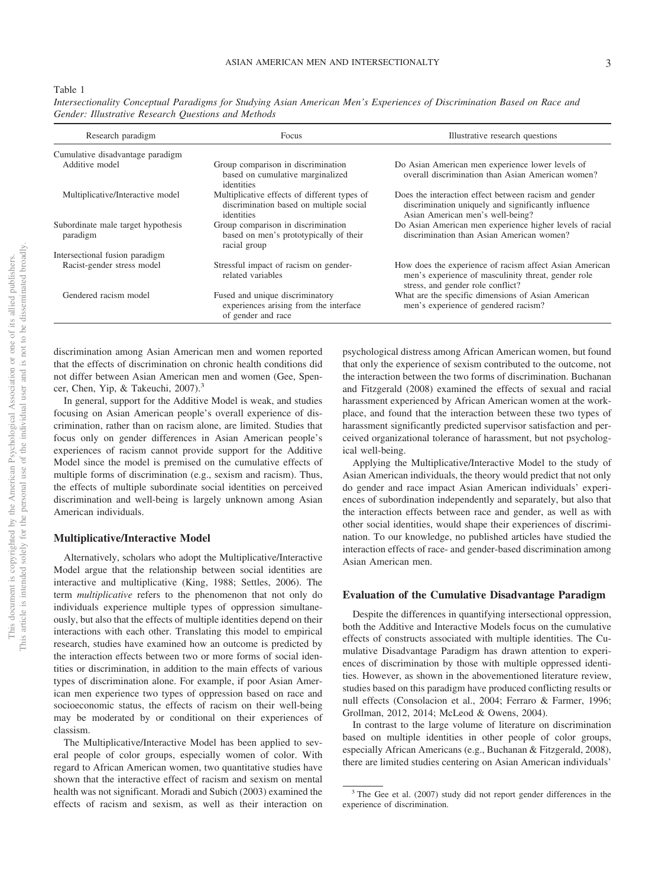Table 1

*Intersectionality Conceptual Paradigms for Studying Asian American Men's Experiences of Discrimination Based on Race and Gender: Illustrative Research Questions and Methods*

| Research paradigm | Focus | Illustrative research questions |
|---|---|---|
| Cumulative disadvantage paradigm | | |
| Additive model | Group comparison in discrimination based on cumulative marginalized identities | Do Asian American men experience lower levels of overall discrimination than Asian American women? |
| Multiplicative/Interactive model | Multiplicative effects of different types of discrimination based on multiple social identities | Does the interaction effect between racism and gender discrimination uniquely and significantly influence Asian American men's well-being? |
| Subordinate male target hypothesis paradigm | Group comparison in discrimination based on men's prototypically of their racial group | Do Asian American men experience higher levels of racial discrimination than Asian American women? |
| Intersectional fusion paradigm | | |
| Racist-gender stress model | Stressful impact of racism on gender-related variables | How does the experience of racism affect Asian American men's experience of masculinity threat, gender role stress, and gender role conflict? |
| Gendered racism model | Fused and unique discriminatory experiences arising from the interface of gender and race | What are the specific dimensions of Asian American men's experience of gendered racism? |

discrimination among Asian American men and women reported that the effects of discrimination on chronic health conditions did not differ between Asian American men and women (Gee, Spencer, Chen, Yip, & Takeuchi, 2007).[3]

In general, support for the Additive Model is weak, and studies focusing on Asian American people's overall experience of discrimination, rather than on racism alone, are limited. Studies that focus only on gender differences in Asian American people's experiences of racism cannot provide support for the Additive Model since the model is premised on the cumulative effects of multiple forms of discrimination (e.g., sexism and racism). Thus, the effects of multiple subordinate social identities on perceived discrimination and well-being is largely unknown among Asian American individuals.

### Multiplicative/Interactive Model

Alternatively, scholars who adopt the Multiplicative/Interactive Model argue that the relationship between social identities are interactive and multiplicative (King, 1988; Settles, 2006). The term *multiplicative* refers to the phenomenon that not only do individuals experience multiple types of oppression simultaneously, but also that the effects of multiple identities depend on their interactions with each other. Translating this model to empirical research, studies have examined how an outcome is predicted by the interaction effects between two or more forms of social identities or discrimination, in addition to the main effects of various types of discrimination alone. For example, if poor Asian American men experience two types of oppression based on race and socioeconomic status, the effects of racism on their well-being may be moderated by or conditional on their experiences of classism.

The Multiplicative/Interactive Model has been applied to several people of color groups, especially women of color. With regard to African American women, two quantitative studies have shown that the interactive effect of racism and sexism on mental health was not significant. Moradi and Subich (2003) examined the effects of racism and sexism, as well as their interaction on psychological distress among African American women, but found that only the experience of sexism contributed to the outcome, not the interaction between the two forms of discrimination. Buchanan and Fitzgerald (2008) examined the effects of sexual and racial harassment experienced by African American women at the workplace, and found that the interaction between these two types of harassment significantly predicted supervisor satisfaction and perceived organizational tolerance of harassment, but not psychological well-being.

Applying the Multiplicative/Interactive Model to the study of Asian American individuals, the theory would predict that not only do gender and race impact Asian American individuals' experiences of subordination independently and separately, but also that the interaction effects between race and gender, as well as with other social identities, would shape their experiences of discrimination. To our knowledge, no published articles have studied the interaction effects of race- and gender-based discrimination among Asian American men.

### Evaluation of the Cumulative Disadvantage Paradigm

Despite the differences in quantifying intersectional oppression, both the Additive and Interactive Models focus on the cumulative effects of constructs associated with multiple identities. The Cumulative Disadvantage Paradigm has drawn attention to experiences of discrimination by those with multiple oppressed identities. However, as shown in the abovementioned literature review, studies based on this paradigm have produced conflicting results or null effects (Consolacion et al., 2004; Ferraro & Farmer, 1996; Grollman, 2012, 2014; McLeod & Owens, 2004).

In contrast to the large volume of literature on discrimination based on multiple identities in other people of color groups, especially African Americans (e.g., Buchanan & Fitzgerald, 2008), there are limited studies centering on Asian American individuals'

[3] The Gee et al. (2007) study did not report gender differences in the experience of discrimination.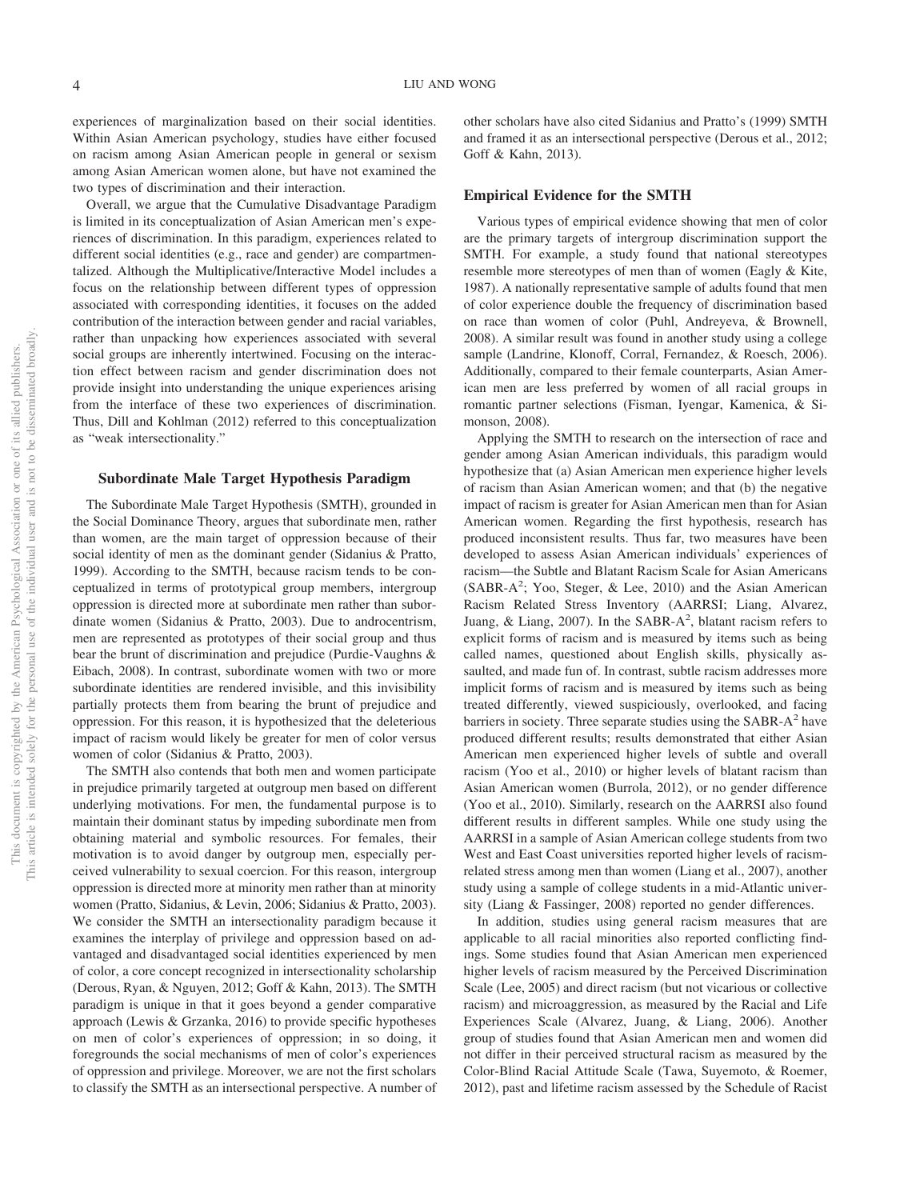experiences of marginalization based on their social identities. Within Asian American psychology, studies have either focused on racism among Asian American people in general or sexism among Asian American women alone, but have not examined the two types of discrimination and their interaction.

Overall, we argue that the Cumulative Disadvantage Paradigm is limited in its conceptualization of Asian American men's experiences of discrimination. In this paradigm, experiences related to different social identities (e.g., race and gender) are compartmentalized. Although the Multiplicative/Interactive Model includes a focus on the relationship between different types of oppression associated with corresponding identities, it focuses on the added contribution of the interaction between gender and racial variables, rather than unpacking how experiences associated with several social groups are inherently intertwined. Focusing on the interaction effect between racism and gender discrimination does not provide insight into understanding the unique experiences arising from the interface of these two experiences of discrimination. Thus, Dill and Kohlman (2012) referred to this conceptualization as "weak intersectionality."

## Subordinate Male Target Hypothesis Paradigm

The Subordinate Male Target Hypothesis (SMTH), grounded in the Social Dominance Theory, argues that subordinate men, rather than women, are the main target of oppression because of their social identity of men as the dominant gender (Sidanius & Pratto, 1999). According to the SMTH, because racism tends to be conceptualized in terms of prototypical group members, intergroup oppression is directed more at subordinate men rather than subordinate women (Sidanius & Pratto, 2003). Due to androcentrism, men are represented as prototypes of their social group and thus bear the brunt of discrimination and prejudice (Purdie-Vaughns & Eibach, 2008). In contrast, subordinate women with two or more subordinate identities are rendered invisible, and this invisibility partially protects them from bearing the brunt of prejudice and oppression. For this reason, it is hypothesized that the deleterious impact of racism would likely be greater for men of color versus women of color (Sidanius & Pratto, 2003).

The SMTH also contends that both men and women participate in prejudice primarily targeted at outgroup men based on different underlying motivations. For men, the fundamental purpose is to maintain their dominant status by impeding subordinate men from obtaining material and symbolic resources. For females, their motivation is to avoid danger by outgroup men, especially perceived vulnerability to sexual coercion. For this reason, intergroup oppression is directed more at minority men rather than at minority women (Pratto, Sidanius, & Levin, 2006; Sidanius & Pratto, 2003). We consider the SMTH an intersectionality paradigm because it examines the interplay of privilege and oppression based on advantaged and disadvantaged social identities experienced by men of color, a core concept recognized in intersectionality scholarship (Derous, Ryan, & Nguyen, 2012; Goff & Kahn, 2013). The SMTH paradigm is unique in that it goes beyond a gender comparative approach (Lewis & Grzanka, 2016) to provide specific hypotheses on men of color's experiences of oppression; in so doing, it foregrounds the social mechanisms of men of color's experiences of oppression and privilege. Moreover, we are not the first scholars to classify the SMTH as an intersectional perspective. A number of other scholars have also cited Sidanius and Pratto's (1999) SMTH and framed it as an intersectional perspective (Derous et al., 2012; Goff & Kahn, 2013).

### Empirical Evidence for the SMTH

Various types of empirical evidence showing that men of color are the primary targets of intergroup discrimination support the SMTH. For example, a study found that national stereotypes resemble more stereotypes of men than of women (Eagly & Kite, 1987). A nationally representative sample of adults found that men of color experience double the frequency of discrimination based on race than women of color (Puhl, Andreyeva, & Brownell, 2008). A similar result was found in another study using a college sample (Landrine, Klonoff, Corral, Fernandez, & Roesch, 2006). Additionally, compared to their female counterparts, Asian American men are less preferred by women of all racial groups in romantic partner selections (Fisman, Iyengar, Kamenica, & Simonson, 2008).

Applying the SMTH to research on the intersection of race and gender among Asian American individuals, this paradigm would hypothesize that (a) Asian American men experience higher levels of racism than Asian American women; and that (b) the negative impact of racism is greater for Asian American men than for Asian American women. Regarding the first hypothesis, research has produced inconsistent results. Thus far, two measures have been developed to assess Asian American individuals' experiences of racism—the Subtle and Blatant Racism Scale for Asian Americans (SABR-$A^2$; Yoo, Steger, & Lee, 2010) and the Asian American Racism Related Stress Inventory (AARRSI; Liang, Alvarez, Juang, & Liang, 2007). In the SABR-$A^2$, blatant racism refers to explicit forms of racism and is measured by items such as being called names, questioned about English skills, physically assaulted, and made fun of. In contrast, subtle racism addresses more implicit forms of racism and is measured by items such as being treated differently, viewed suspiciously, overlooked, and facing barriers in society. Three separate studies using the SABR-$A^2$ have produced different results; results demonstrated that either Asian American men experienced higher levels of subtle and overall racism (Yoo et al., 2010) or higher levels of blatant racism than Asian American women (Burrola, 2012), or no gender difference (Yoo et al., 2010). Similarly, research on the AARRSI also found different results in different samples. While one study using the AARRSI in a sample of Asian American college students from two West and East Coast universities reported higher levels of racism-related stress among men than women (Liang et al., 2007), another study using a sample of college students in a mid-Atlantic university (Liang & Fassinger, 2008) reported no gender differences.

In addition, studies using general racism measures that are applicable to all racial minorities also reported conflicting findings. Some studies found that Asian American men experienced higher levels of racism measured by the Perceived Discrimination Scale (Lee, 2005) and direct racism (but not vicarious or collective racism) and microaggression, as measured by the Racial and Life Experiences Scale (Alvarez, Juang, & Liang, 2006). Another group of studies found that Asian American men and women did not differ in their perceived structural racism as measured by the Color-Blind Racial Attitude Scale (Tawa, Suyemoto, & Roemer, 2012), past and lifetime racism assessed by the Schedule of Racist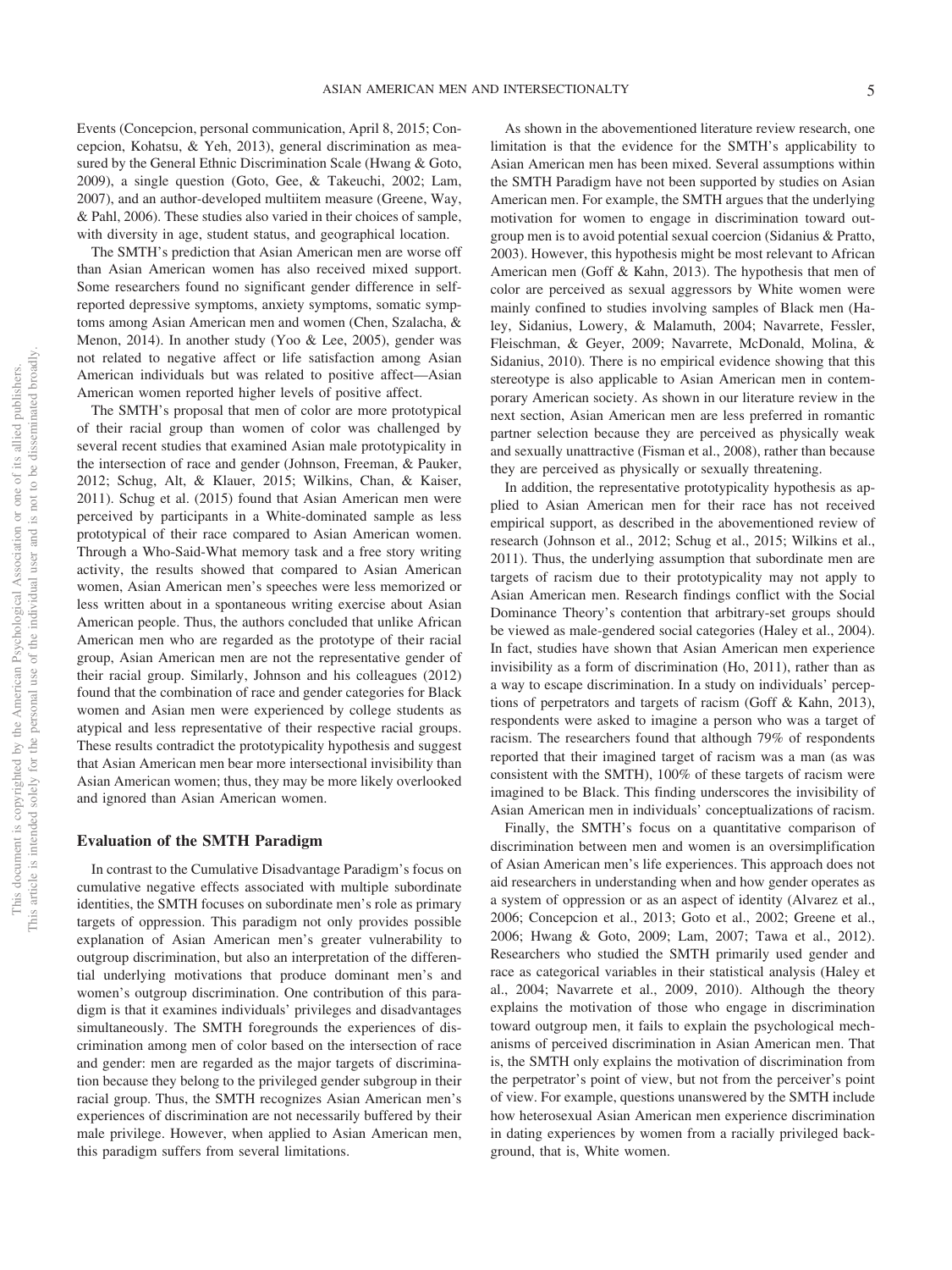Events (Concepcion, personal communication, April 8, 2015; Concepcion, Kohatsu, & Yeh, 2013), general discrimination as measured by the General Ethnic Discrimination Scale (Hwang & Goto, 2009), a single question (Goto, Gee, & Takeuchi, 2002; Lam, 2007), and an author-developed multiitem measure (Greene, Way, & Pahl, 2006). These studies also varied in their choices of sample, with diversity in age, student status, and geographical location.

The SMTH's prediction that Asian American men are worse off than Asian American women has also received mixed support. Some researchers found no significant gender difference in self-reported depressive symptoms, anxiety symptoms, somatic symptoms among Asian American men and women (Chen, Szalacha, & Menon, 2014). In another study (Yoo & Lee, 2005), gender was not related to negative affect or life satisfaction among Asian American individuals but was related to positive affect—Asian American women reported higher levels of positive affect.

The SMTH's proposal that men of color are more prototypical of their racial group than women of color was challenged by several recent studies that examined Asian male prototypicality in the intersection of race and gender (Johnson, Freeman, & Pauker, 2012; Schug, Alt, & Klauer, 2015; Wilkins, Chan, & Kaiser, 2011). Schug et al. (2015) found that Asian American men were perceived by participants in a White-dominated sample as less prototypical of their race compared to Asian American women. Through a Who-Said-What memory task and a free story writing activity, the results showed that compared to Asian American women, Asian American men's speeches were less memorized or less written about in a spontaneous writing exercise about Asian American people. Thus, the authors concluded that unlike African American men who are regarded as the prototype of their racial group, Asian American men are not the representative gender of their racial group. Similarly, Johnson and his colleagues (2012) found that the combination of race and gender categories for Black women and Asian men were experienced by college students as atypical and less representative of their respective racial groups. These results contradict the prototypicality hypothesis and suggest that Asian American men bear more intersectional invisibility than Asian American women; thus, they may be more likely overlooked and ignored than Asian American women.

## Evaluation of the SMTH Paradigm

In contrast to the Cumulative Disadvantage Paradigm's focus on cumulative negative effects associated with multiple subordinate identities, the SMTH focuses on subordinate men's role as primary targets of oppression. This paradigm not only provides possible explanation of Asian American men's greater vulnerability to outgroup discrimination, but also an interpretation of the differential underlying motivations that produce dominant men's and women's outgroup discrimination. One contribution of this paradigm is that it examines individuals' privileges and disadvantages simultaneously. The SMTH foregrounds the experiences of discrimination among men of color based on the intersection of race and gender: men are regarded as the major targets of discrimination because they belong to the privileged gender subgroup in their racial group. Thus, the SMTH recognizes Asian American men's experiences of discrimination are not necessarily buffered by their male privilege. However, when applied to Asian American men, this paradigm suffers from several limitations.

As shown in the abovementioned literature review research, one limitation is that the evidence for the SMTH's applicability to Asian American men has been mixed. Several assumptions within the SMTH Paradigm have not been supported by studies on Asian American men. For example, the SMTH argues that the underlying motivation for women to engage in discrimination toward outgroup men is to avoid potential sexual coercion (Sidanius & Pratto, 2003). However, this hypothesis might be most relevant to African American men (Goff & Kahn, 2013). The hypothesis that men of color are perceived as sexual aggressors by White women were mainly confined to studies involving samples of Black men (Haley, Sidanius, Lowery, & Malamuth, 2004; Navarrete, Fessler, Fleischman, & Geyer, 2009; Navarrete, McDonald, Molina, & Sidanius, 2010). There is no empirical evidence showing that this stereotype is also applicable to Asian American men in contemporary American society. As shown in our literature review in the next section, Asian American men are less preferred in romantic partner selection because they are perceived as physically weak and sexually unattractive (Fisman et al., 2008), rather than because they are perceived as physically or sexually threatening.

In addition, the representative prototypicality hypothesis as applied to Asian American men for their race has not received empirical support, as described in the abovementioned review of research (Johnson et al., 2012; Schug et al., 2015; Wilkins et al., 2011). Thus, the underlying assumption that subordinate men are targets of racism due to their prototypicality may not apply to Asian American men. Research findings conflict with the Social Dominance Theory's contention that arbitrary-set groups should be viewed as male-gendered social categories (Haley et al., 2004). In fact, studies have shown that Asian American men experience invisibility as a form of discrimination (Ho, 2011), rather than as a way to escape discrimination. In a study on individuals' perceptions of perpetrators and targets of racism (Goff & Kahn, 2013), respondents were asked to imagine a person who was a target of racism. The researchers found that although 79% of respondents reported that their imagined target of racism was a man (as was consistent with the SMTH), 100% of these targets of racism were imagined to be Black. This finding underscores the invisibility of Asian American men in individuals' conceptualizations of racism.

Finally, the SMTH's focus on a quantitative comparison of discrimination between men and women is an oversimplification of Asian American men's life experiences. This approach does not aid researchers in understanding when and how gender operates as a system of oppression or as an aspect of identity (Alvarez et al., 2006; Concepcion et al., 2013; Goto et al., 2002; Greene et al., 2006; Hwang & Goto, 2009; Lam, 2007; Tawa et al., 2012). Researchers who studied the SMTH primarily used gender and race as categorical variables in their statistical analysis (Haley et al., 2004; Navarrete et al., 2009, 2010). Although the theory explains the motivation of those who engage in discrimination toward outgroup men, it fails to explain the psychological mechanisms of perceived discrimination in Asian American men. That is, the SMTH only explains the motivation of discrimination from the perpetrator's point of view, but not from the perceiver's point of view. For example, questions unanswered by the SMTH include how heterosexual Asian American men experience discrimination in dating experiences by women from a racially privileged background, that is, White women.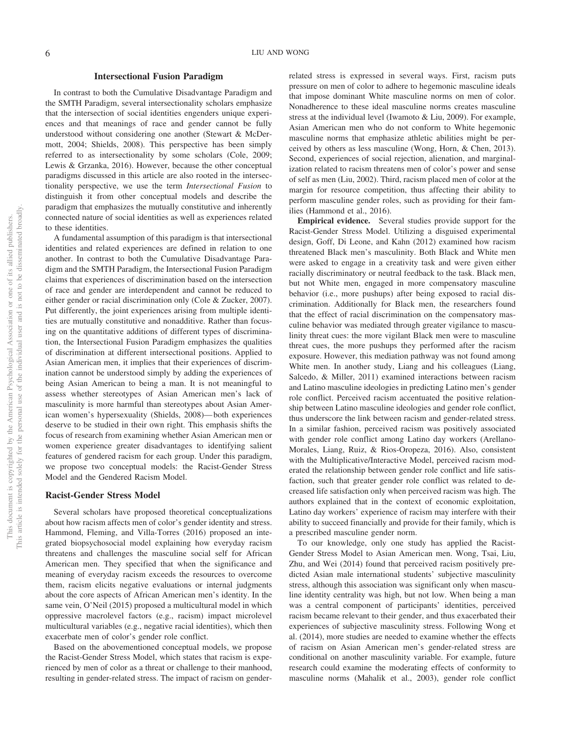## Intersectional Fusion Paradigm

In contrast to both the Cumulative Disadvantage Paradigm and the SMTH Paradigm, several intersectionality scholars emphasize that the intersection of social identities engenders unique experiences and that meanings of race and gender cannot be fully understood without considering one another (Stewart & McDermott, 2004; Shields, 2008). This perspective has been simply referred to as intersectionality by some scholars (Cole, 2009; Lewis & Grzanka, 2016). However, because the other conceptual paradigms discussed in this article are also rooted in the intersectionality perspective, we use the term *Intersectional Fusion* to distinguish it from other conceptual models and describe the paradigm that emphasizes the mutually constitutive and inherently connected nature of social identities as well as experiences related to these identities.

A fundamental assumption of this paradigm is that intersectional identities and related experiences are defined in relation to one another. In contrast to both the Cumulative Disadvantage Paradigm and the SMTH Paradigm, the Intersectional Fusion Paradigm claims that experiences of discrimination based on the intersection of race and gender are interdependent and cannot be reduced to either gender or racial discrimination only (Cole & Zucker, 2007). Put differently, the joint experiences arising from multiple identities are mutually constitutive and nonadditive. Rather than focusing on the quantitative additions of different types of discrimination, the Intersectional Fusion Paradigm emphasizes the qualities of discrimination at different intersectional positions. Applied to Asian American men, it implies that their experiences of discrimination cannot be understood simply by adding the experiences of being Asian American to being a man. It is not meaningful to assess whether stereotypes of Asian American men's lack of masculinity is more harmful than stereotypes about Asian American women's hypersexuality (Shields, 2008)—both experiences deserve to be studied in their own right. This emphasis shifts the focus of research from examining whether Asian American men or women experience greater disadvantages to identifying salient features of gendered racism for each group. Under this paradigm, we propose two conceptual models: the Racist-Gender Stress Model and the Gendered Racism Model.

### Racist-Gender Stress Model

Several scholars have proposed theoretical conceptualizations about how racism affects men of color's gender identity and stress. Hammond, Fleming, and Villa-Torres (2016) proposed an integrated biopsychosocial model explaining how everyday racism threatens and challenges the masculine social self for African American men. They specified that when the significance and meaning of everyday racism exceeds the resources to overcome them, racism elicits negative evaluations or internal judgments about the core aspects of African American men's identity. In the same vein, O'Neil (2015) proposed a multicultural model in which oppressive macrolevel factors (e.g., racism) impact microlevel multicultural variables (e.g., negative racial identities), which then exacerbate men of color's gender role conflict.

Based on the abovementioned conceptual models, we propose the Racist-Gender Stress Model, which states that racism is experienced by men of color as a threat or challenge to their manhood, resulting in gender-related stress. The impact of racism on gender-related stress is expressed in several ways. First, racism puts pressure on men of color to adhere to hegemonic masculine ideals that impose dominant White masculine norms on men of color. Nonadherence to these ideal masculine norms creates masculine stress at the individual level (Iwamoto & Liu, 2009). For example, Asian American men who do not conform to White hegemonic masculine norms that emphasize athletic abilities might be perceived by others as less masculine (Wong, Horn, & Chen, 2013). Second, experiences of social rejection, alienation, and marginalization related to racism threatens men of color's power and sense of self as men (Liu, 2002). Third, racism placed men of color at the margin for resource competition, thus affecting their ability to perform masculine gender roles, such as providing for their families (Hammond et al., 2016).

**Empirical evidence.** Several studies provide support for the Racist-Gender Stress Model. Utilizing a disguised experimental design, Goff, Di Leone, and Kahn (2012) examined how racism threatened Black men's masculinity. Both Black and White men were asked to engage in a creativity task and were given either racially discriminatory or neutral feedback to the task. Black men, but not White men, engaged in more compensatory masculine behavior (i.e., more pushups) after being exposed to racial discrimination. Additionally for Black men, the researchers found that the effect of racial discrimination on the compensatory masculine behavior was mediated through greater vigilance to masculinity threat cues: the more vigilant Black men were to masculine threat cues, the more pushups they performed after the racism exposure. However, this mediation pathway was not found among White men. In another study, Liang and his colleagues (Liang, Salcedo, & Miller, 2011) examined interactions between racism and Latino masculine ideologies in predicting Latino men's gender role conflict. Perceived racism accentuated the positive relationship between Latino masculine ideologies and gender role conflict, thus underscore the link between racism and gender-related stress. In a similar fashion, perceived racism was positively associated with gender role conflict among Latino day workers (Arellano-Morales, Liang, Ruiz, & Rios-Oropeza, 2016). Also, consistent with the Multiplicative/Interactive Model, perceived racism moderated the relationship between gender role conflict and life satisfaction, such that greater gender role conflict was related to decreased life satisfaction only when perceived racism was high. The authors explained that in the context of economic exploitation, Latino day workers' experience of racism may interfere with their ability to succeed financially and provide for their family, which is a prescribed masculine gender norm.

To our knowledge, only one study has applied the Racist-Gender Stress Model to Asian American men. Wong, Tsai, Liu, Zhu, and Wei (2014) found that perceived racism positively predicted Asian male international students' subjective masculinity stress, although this association was significant only when masculine identity centrality was high, but not low. When being a man was a central component of participants' identities, perceived racism became relevant to their gender, and thus exacerbated their experiences of subjective masculinity stress. Following Wong et al. (2014), more studies are needed to examine whether the effects of racism on Asian American men's gender-related stress are conditional on another masculinity variable. For example, future research could examine the moderating effects of conformity to masculine norms (Mahalik et al., 2003), gender role conflict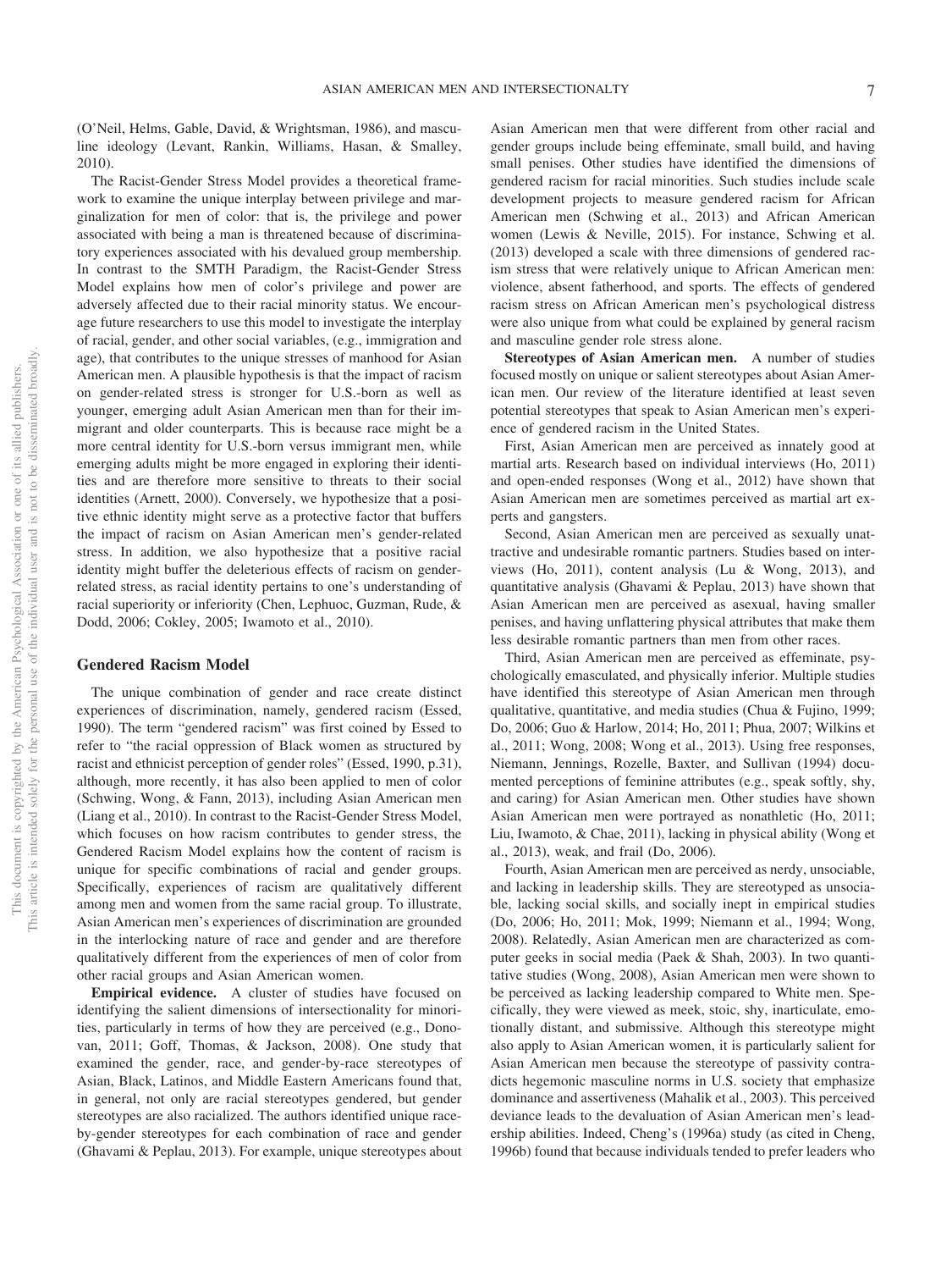(O'Neil, Helms, Gable, David, & Wrightsman, 1986), and masculine ideology (Levant, Rankin, Williams, Hasan, & Smalley, 2010).

The Racist-Gender Stress Model provides a theoretical framework to examine the unique interplay between privilege and marginalization for men of color: that is, the privilege and power associated with being a man is threatened because of discriminatory experiences associated with his devalued group membership. In contrast to the SMTH Paradigm, the Racist-Gender Stress Model explains how men of color's privilege and power are adversely affected due to their racial minority status. We encourage future researchers to use this model to investigate the interplay of racial, gender, and other social variables, (e.g., immigration and age), that contributes to the unique stresses of manhood for Asian American men. A plausible hypothesis is that the impact of racism on gender-related stress is stronger for U.S.-born as well as younger, emerging adult Asian American men than for their immigrant and older counterparts. This is because race might be a more central identity for U.S.-born versus immigrant men, while emerging adults might be more engaged in exploring their identities and are therefore more sensitive to threats to their social identities (Arnett, 2000). Conversely, we hypothesize that a positive ethnic identity might serve as a protective factor that buffers the impact of racism on Asian American men's gender-related stress. In addition, we also hypothesize that a positive racial identity might buffer the deleterious effects of racism on gender-related stress, as racial identity pertains to one's understanding of racial superiority or inferiority (Chen, Lephuoc, Guzman, Rude, & Dodd, 2006; Cokley, 2005; Iwamoto et al., 2010).

## Gendered Racism Model

The unique combination of gender and race create distinct experiences of discrimination, namely, gendered racism (Essed, 1990). The term "gendered racism" was first coined by Essed to refer to "the racial oppression of Black women as structured by racist and ethnicist perception of gender roles" (Essed, 1990, p.31), although, more recently, it has also been applied to men of color (Schwing, Wong, & Fann, 2013), including Asian American men (Liang et al., 2010). In contrast to the Racist-Gender Stress Model, which focuses on how racism contributes to gender stress, the Gendered Racism Model explains how the content of racism is unique for specific combinations of racial and gender groups. Specifically, experiences of racism are qualitatively different among men and women from the same racial group. To illustrate, Asian American men's experiences of discrimination are grounded in the interlocking nature of race and gender and are therefore qualitatively different from the experiences of men of color from other racial groups and Asian American women.

**Empirical evidence.** A cluster of studies have focused on identifying the salient dimensions of intersectionality for minorities, particularly in terms of how they are perceived (e.g., Donovan, 2011; Goff, Thomas, & Jackson, 2008). One study that examined the gender, race, and gender-by-race stereotypes of Asian, Black, Latinos, and Middle Eastern Americans found that, in general, not only are racial stereotypes gendered, but gender stereotypes are also racialized. The authors identified unique race-by-gender stereotypes for each combination of race and gender (Ghavami & Peplau, 2013). For example, unique stereotypes about Asian American men that were different from other racial and gender groups include being effeminate, small build, and having small penises. Other studies have identified the dimensions of gendered racism for racial minorities. Such studies include scale development projects to measure gendered racism for African American men (Schwing et al., 2013) and African American women (Lewis & Neville, 2015). For instance, Schwing et al. (2013) developed a scale with three dimensions of gendered racism stress that were relatively unique to African American men: violence, absent fatherhood, and sports. The effects of gendered racism stress on African American men's psychological distress were also unique from what could be explained by general racism and masculine gender role stress alone.

**Stereotypes of Asian American men.** A number of studies focused mostly on unique or salient stereotypes about Asian American men. Our review of the literature identified at least seven potential stereotypes that speak to Asian American men's experience of gendered racism in the United States.

First, Asian American men are perceived as innately good at martial arts. Research based on individual interviews (Ho, 2011) and open-ended responses (Wong et al., 2012) have shown that Asian American men are sometimes perceived as martial art experts and gangsters.

Second, Asian American men are perceived as sexually unattractive and undesirable romantic partners. Studies based on interviews (Ho, 2011), content analysis (Lu & Wong, 2013), and quantitative analysis (Ghavami & Peplau, 2013) have shown that Asian American men are perceived as asexual, having smaller penises, and having unflattering physical attributes that make them less desirable romantic partners than men from other races.

Third, Asian American men are perceived as effeminate, psychologically emasculated, and physically inferior. Multiple studies have identified this stereotype of Asian American men through qualitative, quantitative, and media studies (Chua & Fujino, 1999; Do, 2006; Guo & Harlow, 2014; Ho, 2011; Phua, 2007; Wilkins et al., 2011; Wong, 2008; Wong et al., 2013). Using free responses, Niemann, Jennings, Rozelle, Baxter, and Sullivan (1994) documented perceptions of feminine attributes (e.g., speak softly, shy, and caring) for Asian American men. Other studies have shown Asian American men were portrayed as nonathletic (Ho, 2011; Liu, Iwamoto, & Chae, 2011), lacking in physical ability (Wong et al., 2013), weak, and frail (Do, 2006).

Fourth, Asian American men are perceived as nerdy, unsociable, and lacking in leadership skills. They are stereotyped as unsociable, lacking social skills, and socially inept in empirical studies (Do, 2006; Ho, 2011; Mok, 1999; Niemann et al., 1994; Wong, 2008). Relatedly, Asian American men are characterized as computer geeks in social media (Paek & Shah, 2003). In two quantitative studies (Wong, 2008), Asian American men were shown to be perceived as lacking leadership compared to White men. Specifically, they were viewed as meek, stoic, shy, inarticulate, emotionally distant, and submissive. Although this stereotype might also apply to Asian American women, it is particularly salient for Asian American men because the stereotype of passivity contradicts hegemonic masculine norms in U.S. society that emphasize dominance and assertiveness (Mahalik et al., 2003). This perceived deviance leads to the devaluation of Asian American men's leadership abilities. Indeed, Cheng's (1996a) study (as cited in Cheng, 1996b) found that because individuals tended to prefer leaders who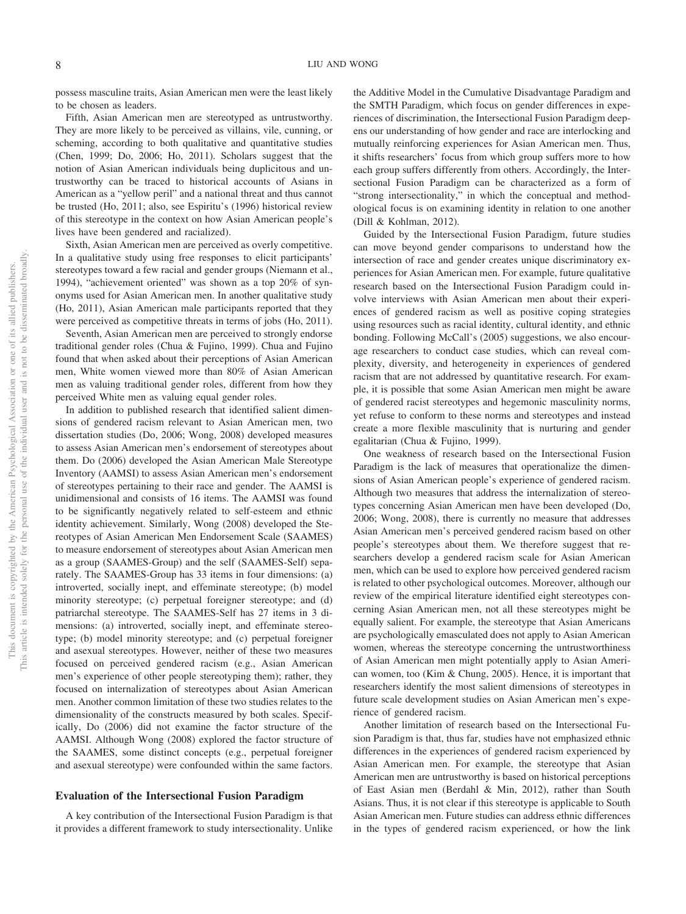possess masculine traits, Asian American men were the least likely to be chosen as leaders.

Fifth, Asian American men are stereotyped as untrustworthy. They are more likely to be perceived as villains, vile, cunning, or scheming, according to both qualitative and quantitative studies (Chen, 1999; Do, 2006; Ho, 2011). Scholars suggest that the notion of Asian American individuals being duplicitous and untrustworthy can be traced to historical accounts of Asians in American as a "yellow peril" and a national threat and thus cannot be trusted (Ho, 2011; also, see Espiritu's (1996) historical review of this stereotype in the context on how Asian American people's lives have been gendered and racialized).

Sixth, Asian American men are perceived as overly competitive. In a qualitative study using free responses to elicit participants' stereotypes toward a few racial and gender groups (Niemann et al., 1994), "achievement oriented" was shown as a top 20% of synonyms used for Asian American men. In another qualitative study (Ho, 2011), Asian American male participants reported that they were perceived as competitive threats in terms of jobs (Ho, 2011).

Seventh, Asian American men are perceived to strongly endorse traditional gender roles (Chua & Fujino, 1999). Chua and Fujino found that when asked about their perceptions of Asian American men, White women viewed more than 80% of Asian American men as valuing traditional gender roles, different from how they perceived White men as valuing equal gender roles.

In addition to published research that identified salient dimensions of gendered racism relevant to Asian American men, two dissertation studies (Do, 2006; Wong, 2008) developed measures to assess Asian American men's endorsement of stereotypes about them. Do (2006) developed the Asian American Male Stereotype Inventory (AAMSI) to assess Asian American men's endorsement of stereotypes pertaining to their race and gender. The AAMSI is unidimensional and consists of 16 items. The AAMSI was found to be significantly negatively related to self-esteem and ethnic identity achievement. Similarly, Wong (2008) developed the Stereotypes of Asian American Men Endorsement Scale (SAAMES) to measure endorsement of stereotypes about Asian American men as a group (SAAMES-Group) and the self (SAAMES-Self) separately. The SAAMES-Group has 33 items in four dimensions: (a) introverted, socially inept, and effeminate stereotype; (b) model minority stereotype; (c) perpetual foreigner stereotype; and (d) patriarchal stereotype. The SAAMES-Self has 27 items in 3 dimensions: (a) introverted, socially inept, and effeminate stereotype; (b) model minority stereotype; and (c) perpetual foreigner and asexual stereotypes. However, neither of these two measures focused on perceived gendered racism (e.g., Asian American men's experience of other people stereotyping them); rather, they focused on internalization of stereotypes about Asian American men. Another common limitation of these two studies relates to the dimensionality of the constructs measured by both scales. Specifically, Do (2006) did not examine the factor structure of the AAMSI. Although Wong (2008) explored the factor structure of the SAAMES, some distinct concepts (e.g., perpetual foreigner and asexual stereotype) were confounded within the same factors.

## Evaluation of the Intersectional Fusion Paradigm

A key contribution of the Intersectional Fusion Paradigm is that it provides a different framework to study intersectionality. Unlike the Additive Model in the Cumulative Disadvantage Paradigm and the SMTH Paradigm, which focus on gender differences in experiences of discrimination, the Intersectional Fusion Paradigm deepens our understanding of how gender and race are interlocking and mutually reinforcing experiences for Asian American men. Thus, it shifts researchers' focus from which group suffers more to how each group suffers differently from others. Accordingly, the Intersectional Fusion Paradigm can be characterized as a form of "strong intersectionality," in which the conceptual and methodological focus is on examining identity in relation to one another (Dill & Kohlman, 2012).

Guided by the Intersectional Fusion Paradigm, future studies can move beyond gender comparisons to understand how the intersection of race and gender creates unique discriminatory experiences for Asian American men. For example, future qualitative research based on the Intersectional Fusion Paradigm could involve interviews with Asian American men about their experiences of gendered racism as well as positive coping strategies using resources such as racial identity, cultural identity, and ethnic bonding. Following McCall's (2005) suggestions, we also encourage researchers to conduct case studies, which can reveal complexity, diversity, and heterogeneity in experiences of gendered racism that are not addressed by quantitative research. For example, it is possible that some Asian American men might be aware of gendered racist stereotypes and hegemonic masculinity norms, yet refuse to conform to these norms and stereotypes and instead create a more flexible masculinity that is nurturing and gender egalitarian (Chua & Fujino, 1999).

One weakness of research based on the Intersectional Fusion Paradigm is the lack of measures that operationalize the dimensions of Asian American people's experience of gendered racism. Although two measures that address the internalization of stereotypes concerning Asian American men have been developed (Do, 2006; Wong, 2008), there is currently no measure that addresses Asian American men's perceived gendered racism based on other people's stereotypes about them. We therefore suggest that researchers develop a gendered racism scale for Asian American men, which can be used to explore how perceived gendered racism is related to other psychological outcomes. Moreover, although our review of the empirical literature identified eight stereotypes concerning Asian American men, not all these stereotypes might be equally salient. For example, the stereotype that Asian Americans are psychologically emasculated does not apply to Asian American women, whereas the stereotype concerning the untrustworthiness of Asian American men might potentially apply to Asian American women, too (Kim & Chung, 2005). Hence, it is important that researchers identify the most salient dimensions of stereotypes in future scale development studies on Asian American men's experience of gendered racism.

Another limitation of research based on the Intersectional Fusion Paradigm is that, thus far, studies have not emphasized ethnic differences in the experiences of gendered racism experienced by Asian American men. For example, the stereotype that Asian American men are untrustworthy is based on historical perceptions of East Asian men (Berdahl & Min, 2012), rather than South Asians. Thus, it is not clear if this stereotype is applicable to South Asian American men. Future studies can address ethnic differences in the types of gendered racism experienced, or how the link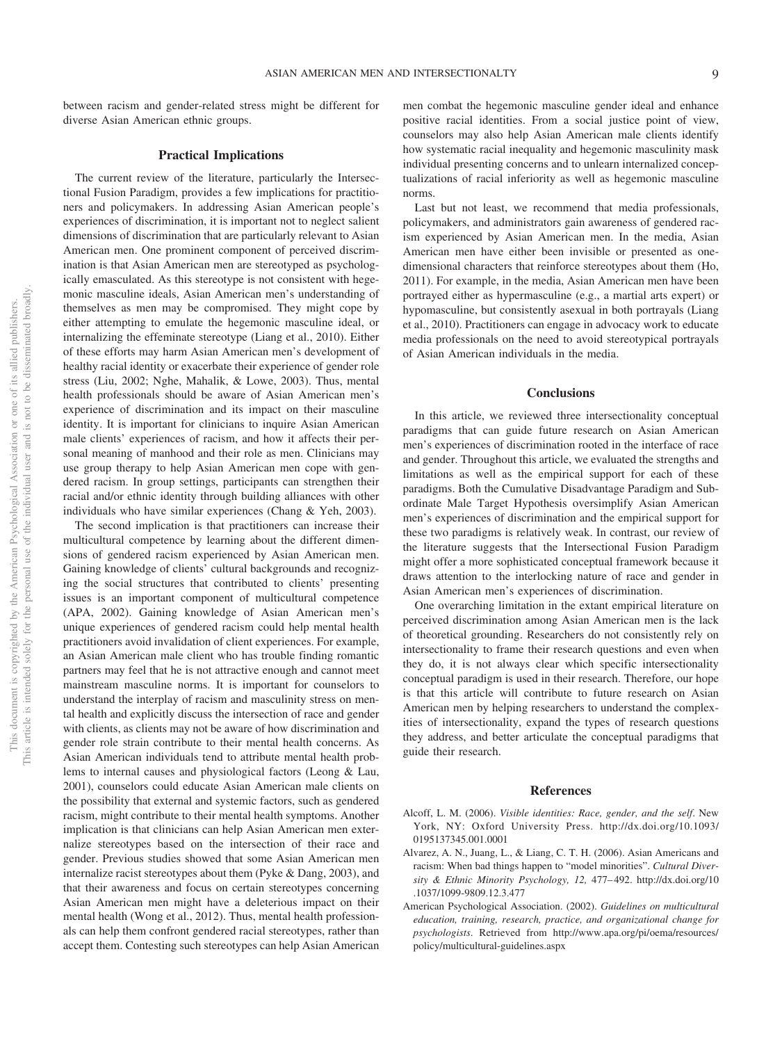between racism and gender-related stress might be different for diverse Asian American ethnic groups.

## Practical Implications

The current review of the literature, particularly the Intersectional Fusion Paradigm, provides a few implications for practitioners and policymakers. In addressing Asian American people's experiences of discrimination, it is important not to neglect salient dimensions of discrimination that are particularly relevant to Asian American men. One prominent component of perceived discrimination is that Asian American men are stereotyped as psychologically emasculated. As this stereotype is not consistent with hegemonic masculine ideals, Asian American men's understanding of themselves as men may be compromised. They might cope by either attempting to emulate the hegemonic masculine ideal, or internalizing the effeminate stereotype (Liang et al., 2010). Either of these efforts may harm Asian American men's development of healthy racial identity or exacerbate their experience of gender role stress (Liu, 2002; Nghe, Mahalik, & Lowe, 2003). Thus, mental health professionals should be aware of Asian American men's experience of discrimination and its impact on their masculine identity. It is important for clinicians to inquire Asian American male clients' experiences of racism, and how it affects their personal meaning of manhood and their role as men. Clinicians may use group therapy to help Asian American men cope with gendered racism. In group settings, participants can strengthen their racial and/or ethnic identity through building alliances with other individuals who have similar experiences (Chang & Yeh, 2003).

The second implication is that practitioners can increase their multicultural competence by learning about the different dimensions of gendered racism experienced by Asian American men. Gaining knowledge of clients' cultural backgrounds and recognizing the social structures that contributed to clients' presenting issues is an important component of multicultural competence (APA, 2002). Gaining knowledge of Asian American men's unique experiences of gendered racism could help mental health practitioners avoid invalidation of client experiences. For example, an Asian American male client who has trouble finding romantic partners may feel that he is not attractive enough and cannot meet mainstream masculine norms. It is important for counselors to understand the interplay of racism and masculinity stress on mental health and explicitly discuss the intersection of race and gender with clients, as clients may not be aware of how discrimination and gender role strain contribute to their mental health concerns. As Asian American individuals tend to attribute mental health problems to internal causes and physiological factors (Leong & Lau, 2001), counselors could educate Asian American male clients on the possibility that external and systemic factors, such as gendered racism, might contribute to their mental health symptoms. Another implication is that clinicians can help Asian American men externalize stereotypes based on the intersection of their race and gender. Previous studies showed that some Asian American men internalize racist stereotypes about them (Pyke & Dang, 2003), and that their awareness and focus on certain stereotypes concerning Asian American men might have a deleterious impact on their mental health (Wong et al., 2012). Thus, mental health professionals can help them confront gendered racial stereotypes, rather than accept them. Contesting such stereotypes can help Asian American men combat the hegemonic masculine gender ideal and enhance positive racial identities. From a social justice point of view, counselors may also help Asian American male clients identify how systematic racial inequality and hegemonic masculinity mask individual presenting concerns and to unlearn internalized conceptualizations of racial inferiority as well as hegemonic masculine norms.

Last but not least, we recommend that media professionals, policymakers, and administrators gain awareness of gendered racism experienced by Asian American men. In the media, Asian American men have either been invisible or presented as one-dimensional characters that reinforce stereotypes about them (Ho, 2011). For example, in the media, Asian American men have been portrayed either as hypermasculine (e.g., a martial arts expert) or hypomasculine, but consistently asexual in both portrayals (Liang et al., 2010). Practitioners can engage in advocacy work to educate media professionals on the need to avoid stereotypical portrayals of Asian American individuals in the media.

## Conclusions

In this article, we reviewed three intersectionality conceptual paradigms that can guide future research on Asian American men's experiences of discrimination rooted in the interface of race and gender. Throughout this article, we evaluated the strengths and limitations as well as the empirical support for each of these paradigms. Both the Cumulative Disadvantage Paradigm and Subordinate Male Target Hypothesis oversimplify Asian American men's experiences of discrimination and the empirical support for these two paradigms is relatively weak. In contrast, our review of the literature suggests that the Intersectional Fusion Paradigm might offer a more sophisticated conceptual framework because it draws attention to the interlocking nature of race and gender in Asian American men's experiences of discrimination.

One overarching limitation in the extant empirical literature on perceived discrimination among Asian American men is the lack of theoretical grounding. Researchers do not consistently rely on intersectionality to frame their research questions and even when they do, it is not always clear which specific intersectionality conceptual paradigm is used in their research. Therefore, our hope is that this article will contribute to future research on Asian American men by helping researchers to understand the complexities of intersectionality, expand the types of research questions they address, and better articulate the conceptual paradigms that guide their research.

## References

Alcoff, L. M. (2006). *Visible identities: Race, gender, and the self*. New York, NY: Oxford University Press. http://dx.doi.org/10.1093/0195137345.001.0001

Alvarez, A. N., Juang, L., & Liang, C. T. H. (2006). Asian Americans and racism: When bad things happen to "model minorities". *Cultural Diversity & Ethnic Minority Psychology, 12,* 477–492. http://dx.doi.org/10.1037/1099-9809.12.3.477

American Psychological Association. (2002). *Guidelines on multicultural education, training, research, practice, and organizational change for psychologists*. Retrieved from http://www.apa.org/pi/oema/resources/policy/multicultural-guidelines.aspx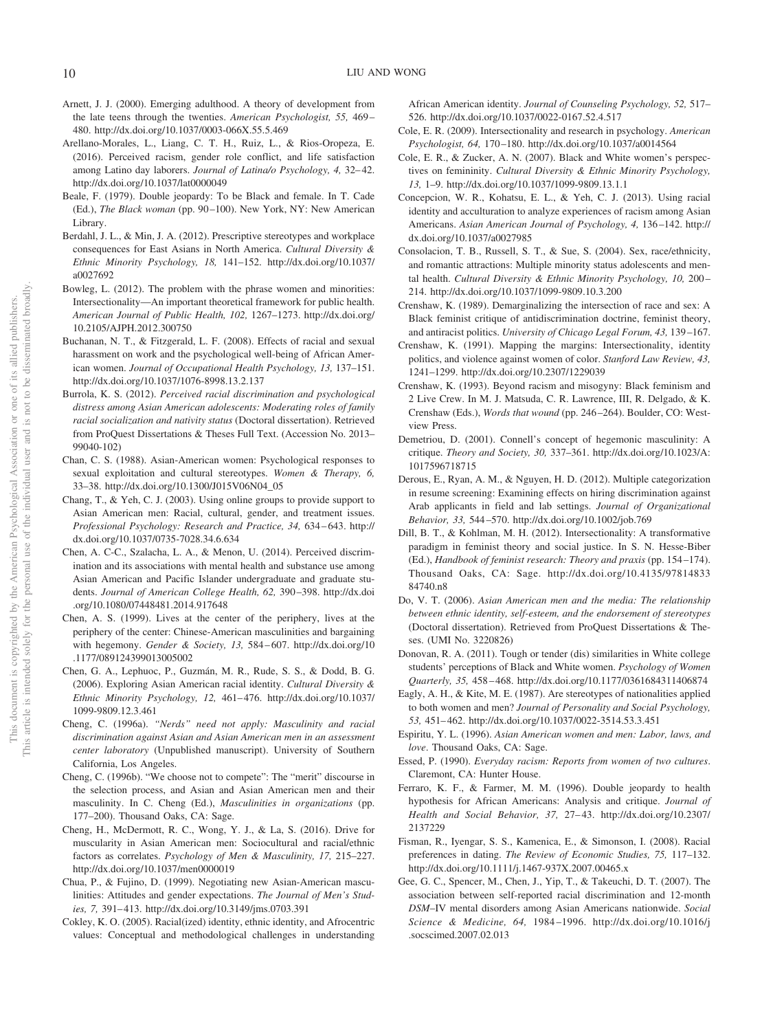Arnett, J. J. (2000). Emerging adulthood. A theory of development from the late teens through the twenties. *American Psychologist, 55,* 469–480. http://dx.doi.org/10.1037/0003-066X.55.5.469

Arellano-Morales, L., Liang, C. T. H., Ruiz, L., & Rios-Oropeza, E. (2016). Perceived racism, gender role conflict, and life satisfaction among Latino day laborers. *Journal of Latina/o Psychology, 4,* 32–42. http://dx.doi.org/10.1037/lat0000049

Beale, F. (1979). Double jeopardy: To be Black and female. In T. Cade (Ed.), *The Black woman* (pp. 90–100). New York, NY: New American Library.

Berdahl, J. L., & Min, J. A. (2012). Prescriptive stereotypes and workplace consequences for East Asians in North America. *Cultural Diversity & Ethnic Minority Psychology, 18,* 141–152. http://dx.doi.org/10.1037/a0027692

Bowleg, L. (2012). The problem with the phrase women and minorities: Intersectionality—An important theoretical framework for public health. *American Journal of Public Health, 102,* 1267–1273. http://dx.doi.org/10.2105/AJPH.2012.300750

Buchanan, N. T., & Fitzgerald, L. F. (2008). Effects of racial and sexual harassment on work and the psychological well-being of African American women. *Journal of Occupational Health Psychology, 13,* 137–151. http://dx.doi.org/10.1037/1076-8998.13.2.137

Burrola, K. S. (2012). *Perceived racial discrimination and psychological distress among Asian American adolescents: Moderating roles of family racial socialization and nativity status* (Doctoral dissertation). Retrieved from ProQuest Dissertations & Theses Full Text. (Accession No. 2013–99040-102)

Chan, C. S. (1988). Asian-American women: Psychological responses to sexual exploitation and cultural stereotypes. *Women & Therapy, 6,* 33–38. http://dx.doi.org/10.1300/J015V06N04_05

Chang, T., & Yeh, C. J. (2003). Using online groups to provide support to Asian American men: Racial, cultural, gender, and treatment issues. *Professional Psychology: Research and Practice, 34,* 634–643. http://dx.doi.org/10.1037/0735-7028.34.6.634

Chen, A. C-C., Szalacha, L. A., & Menon, U. (2014). Perceived discrimination and its associations with mental health and substance use among Asian American and Pacific Islander undergraduate and graduate students. *Journal of American College Health, 62,* 390–398. http://dx.doi.org/10.1080/07448481.2014.917648

Chen, A. S. (1999). Lives at the center of the periphery, lives at the periphery of the center: Chinese-American masculinities and bargaining with hegemony. *Gender & Society, 13,* 584–607. http://dx.doi.org/10.1177/089124399013005002

Chen, G. A., Lephuoc, P., Guzmán, M. R., Rude, S. S., & Dodd, B. G. (2006). Exploring Asian American racial identity. *Cultural Diversity & Ethnic Minority Psychology, 12,* 461–476. http://dx.doi.org/10.1037/1099-9809.12.3.461

Cheng, C. (1996a). *"Nerds" need not apply: Masculinity and racial discrimination against Asian and Asian American men in an assessment center laboratory* (Unpublished manuscript). University of Southern California, Los Angeles.

Cheng, C. (1996b). "We choose not to compete": The "merit" discourse in the selection process, and Asian and Asian American men and their masculinity. In C. Cheng (Ed.), *Masculinities in organizations* (pp. 177–200). Thousand Oaks, CA: Sage.

Cheng, H., McDermott, R. C., Wong, Y. J., & La, S. (2016). Drive for muscularity in Asian American men: Sociocultural and racial/ethnic factors as correlates. *Psychology of Men & Masculinity, 17,* 215–227. http://dx.doi.org/10.1037/men0000019

Chua, P., & Fujino, D. (1999). Negotiating new Asian-American masculinities: Attitudes and gender expectations. *The Journal of Men's Studies, 7,* 391–413. http://dx.doi.org/10.3149/jms.0703.391

Cokley, K. O. (2005). Racial(ized) identity, ethnic identity, and Afrocentric values: Conceptual and methodological challenges in understanding African American identity. *Journal of Counseling Psychology, 52,* 517–526. http://dx.doi.org/10.1037/0022-0167.52.4.517

Cole, E. R. (2009). Intersectionality and research in psychology. *American Psychologist, 64,* 170–180. http://dx.doi.org/10.1037/a0014564

Cole, E. R., & Zucker, A. N. (2007). Black and White women's perspectives on femininity. *Cultural Diversity & Ethnic Minority Psychology, 13,* 1–9. http://dx.doi.org/10.1037/1099-9809.13.1.1

Concepcion, W. R., Kohatsu, E. L., & Yeh, C. J. (2013). Using racial identity and acculturation to analyze experiences of racism among Asian Americans. *Asian American Journal of Psychology, 4,* 136–142. http://dx.doi.org/10.1037/a0027985

Consolacion, T. B., Russell, S. T., & Sue, S. (2004). Sex, race/ethnicity, and romantic attractions: Multiple minority status adolescents and mental health. *Cultural Diversity & Ethnic Minority Psychology, 10,* 200–214. http://dx.doi.org/10.1037/1099-9809.10.3.200

Crenshaw, K. (1989). Demarginalizing the intersection of race and sex: A Black feminist critique of antidiscrimination doctrine, feminist theory, and antiracist politics. *University of Chicago Legal Forum, 43,* 139–167.

Crenshaw, K. (1991). Mapping the margins: Intersectionality, identity politics, and violence against women of color. *Stanford Law Review, 43,* 1241–1299. http://dx.doi.org/10.2307/1229039

Crenshaw, K. (1993). Beyond racism and misogyny: Black feminism and 2 Live Crew. In M. J. Matsuda, C. R. Lawrence, III, R. Delgado, & K. Crenshaw (Eds.), *Words that wound* (pp. 246–264). Boulder, CO: Westview Press.

Demetriou, D. (2001). Connell's concept of hegemonic masculinity: A critique. *Theory and Society, 30,* 337–361. http://dx.doi.org/10.1023/A:1017596718715

Derous, E., Ryan, A. M., & Nguyen, H. D. (2012). Multiple categorization in resume screening: Examining effects on hiring discrimination against Arab applicants in field and lab settings. *Journal of Organizational Behavior, 33,* 544–570. http://dx.doi.org/10.1002/job.769

Dill, B. T., & Kohlman, M. H. (2012). Intersectionality: A transformative paradigm in feminist theory and social justice. In S. N. Hesse-Biber (Ed.), *Handbook of feminist research: Theory and praxis* (pp. 154–174). Thousand Oaks, CA: Sage. http://dx.doi.org/10.4135/9781483384740.n8

Do, V. T. (2006). *Asian American men and the media: The relationship between ethnic identity, self-esteem, and the endorsement of stereotypes* (Doctoral dissertation). Retrieved from ProQuest Dissertations & Theses. (UMI No. 3220826)

Donovan, R. A. (2011). Tough or tender (dis) similarities in White college students' perceptions of Black and White women. *Psychology of Women Quarterly, 35,* 458–468. http://dx.doi.org/10.1177/0361684311406874

Eagly, A. H., & Kite, M. E. (1987). Are stereotypes of nationalities applied to both women and men? *Journal of Personality and Social Psychology, 53,* 451–462. http://dx.doi.org/10.1037/0022-3514.53.3.451

Espiritu, Y. L. (1996). *Asian American women and men: Labor, laws, and love*. Thousand Oaks, CA: Sage.

Essed, P. (1990). *Everyday racism: Reports from women of two cultures*. Claremont, CA: Hunter House.

Ferraro, K. F., & Farmer, M. M. (1996). Double jeopardy to health hypothesis for African Americans: Analysis and critique. *Journal of Health and Social Behavior, 37,* 27–43. http://dx.doi.org/10.2307/2137229

Fisman, R., Iyengar, S. S., Kamenica, E., & Simonson, I. (2008). Racial preferences in dating. *The Review of Economic Studies, 75,* 117–132. http://dx.doi.org/10.1111/j.1467-937X.2007.00465.x

Gee, G. C., Spencer, M., Chen, J., Yip, T., & Takeuchi, D. T. (2007). The association between self-reported racial discrimination and 12-month *DSM*–IV mental disorders among Asian Americans nationwide. *Social Science & Medicine, 64,* 1984–1996. http://dx.doi.org/10.1016/j.socscimed.2007.02.013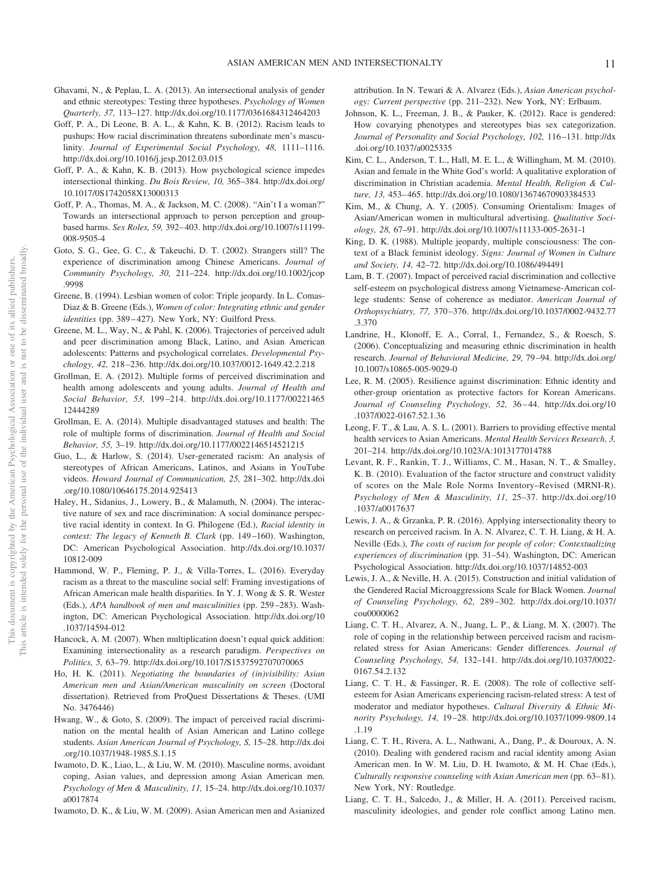Ghavami, N., & Peplau, L. A. (2013). An intersectional analysis of gender and ethnic stereotypes: Testing three hypotheses. *Psychology of Women Quarterly, 37,* 113–127. http://dx.doi.org/10.1177/0361684312464203

Goff, P. A., Di Leone, B. A. L., & Kahn, K. B. (2012). Racism leads to pushups: How racial discrimination threatens subordinate men's masculinity. *Journal of Experimental Social Psychology, 48,* 1111–1116. http://dx.doi.org/10.1016/j.jesp.2012.03.015

Goff, P. A., & Kahn, K. B. (2013). How psychological science impedes intersectional thinking. *Du Bois Review, 10,* 365–384. http://dx.doi.org/10.1017/S1742058X13000313

Goff, P. A., Thomas, M. A., & Jackson, M. C. (2008). "Ain't I a woman?" Towards an intersectional approach to person perception and group-based harms. *Sex Roles, 59,* 392–403. http://dx.doi.org/10.1007/s11199-008-9505-4

Goto, S. G., Gee, G. C., & Takeuchi, D. T. (2002). Strangers still? The experience of discrimination among Chinese Americans. *Journal of Community Psychology, 30,* 211–224. http://dx.doi.org/10.1002/jcop.9998

Greene, B. (1994). Lesbian women of color: Triple jeopardy. In L. Comas-Diaz & B. Greene (Eds.), *Women of color: Integrating ethnic and gender identities* (pp. 389–427). New York, NY: Guilford Press.

Greene, M. L., Way, N., & Pahl, K. (2006). Trajectories of perceived adult and peer discrimination among Black, Latino, and Asian American adolescents: Patterns and psychological correlates. *Developmental Psychology, 42,* 218–236. http://dx.doi.org/10.1037/0012-1649.42.2.218

Grollman, E. A. (2012). Multiple forms of perceived discrimination and health among adolescents and young adults. *Journal of Health and Social Behavior, 53,* 199–214. http://dx.doi.org/10.1177/0022146512444289

Grollman, E. A. (2014). Multiple disadvantaged statuses and health: The role of multiple forms of discrimination. *Journal of Health and Social Behavior, 55,* 3–19. http://dx.doi.org/10.1177/0022146514521215

Guo, L., & Harlow, S. (2014). User-generated racism: An analysis of stereotypes of African Americans, Latinos, and Asians in YouTube videos. *Howard Journal of Communication, 25,* 281–302. http://dx.doi.org/10.1080/10646175.2014.925413

Haley, H., Sidanius, J., Lowery, B., & Malamuth, N. (2004). The interactive nature of sex and race discrimination: A social dominance perspective racial identity in context. In G. Philogene (Ed.), *Racial identity in context: The legacy of Kenneth B. Clark* (pp. 149–160). Washington, DC: American Psychological Association. http://dx.doi.org/10.1037/10812-009

Hammond, W. P., Fleming, P. J., & Villa-Torres, L. (2016). Everyday racism as a threat to the masculine social self: Framing investigations of African American male health disparities. In Y. J. Wong & S. R. Wester (Eds.), *APA handbook of men and masculinities* (pp. 259–283). Washington, DC: American Psychological Association. http://dx.doi.org/10.1037/14594-012

Hancock, A. M. (2007). When multiplication doesn't equal quick addition: Examining intersectionality as a research paradigm. *Perspectives on Politics, 5,* 63–79. http://dx.doi.org/10.1017/S1537592707070065

Ho, H. K. (2011). *Negotiating the boundaries of (in)visibility: Asian American men and Asian/American masculinity on screen* (Doctoral dissertation). Retrieved from ProQuest Dissertations & Theses. (UMI No. 3476446)

Hwang, W., & Goto, S. (2009). The impact of perceived racial discrimination on the mental health of Asian American and Latino college students. *Asian American Journal of Psychology, S,* 15–28. http://dx.doi.org/10.1037/1948-1985.S.1.15

Iwamoto, D. K., Liao, L., & Liu, W. M. (2010). Masculine norms, avoidant coping, Asian values, and depression among Asian American men. *Psychology of Men & Masculinity, 11,* 15–24. http://dx.doi.org/10.1037/a0017874

Iwamoto, D. K., & Liu, W. M. (2009). Asian American men and Asianized attribution. In N. Tewari & A. Alvarez (Eds.), *Asian American psychology: Current perspective* (pp. 211–232). New York, NY: Erlbaum.

Johnson, K. L., Freeman, J. B., & Pauker, K. (2012). Race is gendered: How covarying phenotypes and stereotypes bias sex categorization. *Journal of Personality and Social Psychology, 102,* 116–131. http://dx.doi.org/10.1037/a0025335

Kim, C. L., Anderson, T. L., Hall, M. E. L., & Willingham, M. M. (2010). Asian and female in the White God's world: A qualitative exploration of discrimination in Christian academia. *Mental Health, Religion & Culture, 13,* 453–465. http://dx.doi.org/10.1080/13674670903384533

Kim, M., & Chung, A. Y. (2005). Consuming Orientalism: Images of Asian/American women in multicultural advertising. *Qualitative Sociology, 28,* 67–91. http://dx.doi.org/10.1007/s11133-005-2631-1

King, D. K. (1988). Multiple jeopardy, multiple consciousness: The context of a Black feminist ideology. *Signs: Journal of Women in Culture and Society, 14,* 42–72. http://dx.doi.org/10.1086/494491

Lam, B. T. (2007). Impact of perceived racial discrimination and collective self-esteem on psychological distress among Vietnamese-American college students: Sense of coherence as mediator. *American Journal of Orthopsychiatry, 77,* 370–376. http://dx.doi.org/10.1037/0002-9432.77.3.370

Landrine, H., Klonoff, E. A., Corral, I., Fernandez, S., & Roesch, S. (2006). Conceptualizing and measuring ethnic discrimination in health research. *Journal of Behavioral Medicine, 29,* 79–94. http://dx.doi.org/10.1007/s10865-005-9029-0

Lee, R. M. (2005). Resilience against discrimination: Ethnic identity and other-group orientation as protective factors for Korean Americans. *Journal of Counseling Psychology, 52,* 36–44. http://dx.doi.org/10.1037/0022-0167.52.1.36

Leong, F. T., & Lau, A. S. L. (2001). Barriers to providing effective mental health services to Asian Americans. *Mental Health Services Research, 3,* 201–214. http://dx.doi.org/10.1023/A:1013177014788

Levant, R. F., Rankin, T. J., Williams, C. M., Hasan, N. T., & Smalley, K. B. (2010). Evaluation of the factor structure and construct validity of scores on the Male Role Norms Inventory–Revised (MRNI-R). *Psychology of Men & Masculinity, 11,* 25–37. http://dx.doi.org/10.1037/a0017637

Lewis, J. A., & Grzanka, P. R. (2016). Applying intersectionality theory to research on perceived racism. In A. N. Alvarez, C. T. H. Liang, & H. A. Neville (Eds.), *The costs of racism for people of color: Contextualizing experiences of discrimination* (pp. 31–54). Washington, DC: American Psychological Association. http://dx.doi.org/10.1037/14852-003

Lewis, J. A., & Neville, H. A. (2015). Construction and initial validation of the Gendered Racial Microaggressions Scale for Black Women. *Journal of Counseling Psychology, 62,* 289–302. http://dx.doi.org/10.1037/cou0000062

Liang, C. T. H., Alvarez, A. N., Juang, L. P., & Liang, M. X. (2007). The role of coping in the relationship between perceived racism and racism-related stress for Asian Americans: Gender differences. *Journal of Counseling Psychology, 54,* 132–141. http://dx.doi.org/10.1037/0022-0167.54.2.132

Liang, C. T. H., & Fassinger, R. E. (2008). The role of collective self-esteem for Asian Americans experiencing racism-related stress: A test of moderator and mediator hypotheses. *Cultural Diversity & Ethnic Minority Psychology, 14,* 19–28. http://dx.doi.org/10.1037/1099-9809.14.1.19

Liang, C. T. H., Rivera, A. L., Nathwani, A., Dang, P., & Douroux, A. N. (2010). Dealing with gendered racism and racial identity among Asian American men. In W. M. Liu, D. H. Iwamoto, & M. H. Chae (Eds.), *Culturally responsive counseling with Asian American men* (pp. 63–81). New York, NY: Routledge.

Liang, C. T. H., Salcedo, J., & Miller, H. A. (2011). Perceived racism, masculinity ideologies, and gender role conflict among Latino men.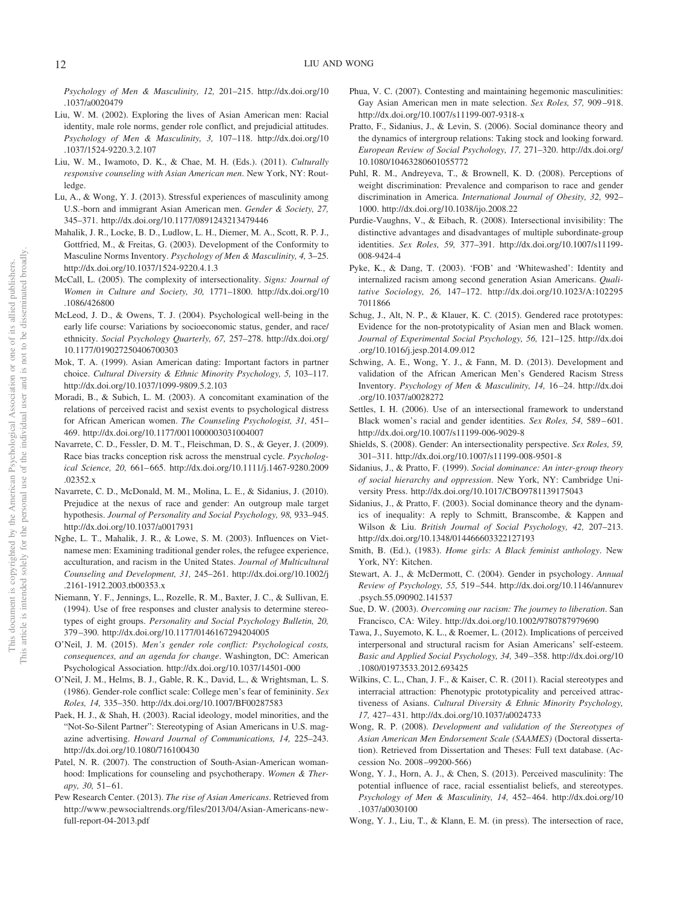*Psychology of Men & Masculinity, 12,* 201–215. http://dx.doi.org/10.1037/a0020479

Liu, W. M. (2002). Exploring the lives of Asian American men: Racial identity, male role norms, gender role conflict, and prejudicial attitudes. *Psychology of Men & Masculinity, 3,* 107–118. http://dx.doi.org/10.1037/1524-9220.3.2.107

Liu, W. M., Iwamoto, D. K., & Chae, M. H. (Eds.). (2011). *Culturally responsive counseling with Asian American men*. New York, NY: Routledge.

Lu, A., & Wong, Y. J. (2013). Stressful experiences of masculinity among U.S.-born and immigrant Asian American men. *Gender & Society, 27,* 345–371. http://dx.doi.org/10.1177/0891243213479446

Mahalik, J. R., Locke, B. D., Ludlow, L. H., Diemer, M. A., Scott, R. P. J., Gottfried, M., & Freitas, G. (2003). Development of the Conformity to Masculine Norms Inventory. *Psychology of Men & Masculinity, 4,* 3–25. http://dx.doi.org/10.1037/1524-9220.4.1.3

McCall, L. (2005). The complexity of intersectionality. *Signs: Journal of Women in Culture and Society, 30,* 1771–1800. http://dx.doi.org/10.1086/426800

McLeod, J. D., & Owens, T. J. (2004). Psychological well-being in the early life course: Variations by socioeconomic status, gender, and race/ethnicity. *Social Psychology Quarterly, 67,* 257–278. http://dx.doi.org/10.1177/019027250406700303

Mok, T. A. (1999). Asian American dating: Important factors in partner choice. *Cultural Diversity & Ethnic Minority Psychology, 5,* 103–117. http://dx.doi.org/10.1037/1099-9809.5.2.103

Moradi, B., & Subich, L. M. (2003). A concomitant examination of the relations of perceived racist and sexist events to psychological distress for African American women. *The Counseling Psychologist, 31,* 451–469. http://dx.doi.org/10.1177/0011000003031004007

Navarrete, C. D., Fessler, D. M. T., Fleischman, D. S., & Geyer, J. (2009). Race bias tracks conception risk across the menstrual cycle. *Psychological Science, 20,* 661–665. http://dx.doi.org/10.1111/j.1467-9280.2009.02352.x

Navarrete, C. D., McDonald, M. M., Molina, L. E., & Sidanius, J. (2010). Prejudice at the nexus of race and gender: An outgroup male target hypothesis. *Journal of Personality and Social Psychology, 98,* 933–945. http://dx.doi.org/10.1037/a0017931

Nghe, L. T., Mahalik, J. R., & Lowe, S. M. (2003). Influences on Vietnamese men: Examining traditional gender roles, the refugee experience, acculturation, and racism in the United States. *Journal of Multicultural Counseling and Development, 31,* 245–261. http://dx.doi.org/10.1002/j.2161-1912.2003.tb00353.x

Niemann, Y. F., Jennings, L., Rozelle, R. M., Baxter, J. C., & Sullivan, E. (1994). Use of free responses and cluster analysis to determine stereotypes of eight groups. *Personality and Social Psychology Bulletin, 20,* 379–390. http://dx.doi.org/10.1177/0146167294204005

O'Neil, J. M. (2015). *Men's gender role conflict: Psychological costs, consequences, and an agenda for change*. Washington, DC: American Psychological Association. http://dx.doi.org/10.1037/14501-000

O'Neil, J. M., Helms, B. J., Gable, R. K., David, L., & Wrightsman, L. S. (1986). Gender-role conflict scale: College men's fear of femininity. *Sex Roles, 14,* 335–350. http://dx.doi.org/10.1007/BF00287583

Paek, H. J., & Shah, H. (2003). Racial ideology, model minorities, and the "Not-So-Silent Partner": Stereotyping of Asian Americans in U.S. magazine advertising. *Howard Journal of Communications, 14,* 225–243. http://dx.doi.org/10.1080/716100430

Patel, N. R. (2007). The construction of South-Asian-American womanhood: Implications for counseling and psychotherapy. *Women & Therapy, 30,* 51–61.

Pew Research Center. (2013). *The rise of Asian Americans*. Retrieved from http://www.pewsocialtrends.org/files/2013/04/Asian-Americans-new-full-report-04-2013.pdf

Phua, V. C. (2007). Contesting and maintaining hegemonic masculinities: Gay Asian American men in mate selection. *Sex Roles, 57,* 909–918. http://dx.doi.org/10.1007/s11199-007-9318-x

Pratto, F., Sidanius, J., & Levin, S. (2006). Social dominance theory and the dynamics of intergroup relations: Taking stock and looking forward. *European Review of Social Psychology, 17,* 271–320. http://dx.doi.org/10.1080/10463280601055772

Puhl, R. M., Andreyeva, T., & Brownell, K. D. (2008). Perceptions of weight discrimination: Prevalence and comparison to race and gender discrimination in America. *International Journal of Obesity, 32,* 992–1000. http://dx.doi.org/10.1038/ijo.2008.22

Purdie-Vaughns, V., & Eibach, R. (2008). Intersectional invisibility: The distinctive advantages and disadvantages of multiple subordinate-group identities. *Sex Roles, 59,* 377–391. http://dx.doi.org/10.1007/s11199-008-9424-4

Pyke, K., & Dang, T. (2003). 'FOB' and 'Whitewashed': Identity and internalized racism among second generation Asian Americans. *Qualitative Sociology, 26,* 147–172. http://dx.doi.org/10.1023/A:1022957011866

Schug, J., Alt, N. P., & Klauer, K. C. (2015). Gendered race prototypes: Evidence for the non-prototypicality of Asian men and Black women. *Journal of Experimental Social Psychology, 56,* 121–125. http://dx.doi.org/10.1016/j.jesp.2014.09.012

Schwing, A. E., Wong, Y. J., & Fann, M. D. (2013). Development and validation of the African American Men's Gendered Racism Stress Inventory. *Psychology of Men & Masculinity, 14,* 16–24. http://dx.doi.org/10.1037/a0028272

Settles, I. H. (2006). Use of an intersectional framework to understand Black women's racial and gender identities. *Sex Roles, 54,* 589–601. http://dx.doi.org/10.1007/s11199-006-9029-8

Shields, S. (2008). Gender: An intersectionality perspective. *Sex Roles, 59,* 301–311. http://dx.doi.org/10.1007/s11199-008-9501-8

Sidanius, J., & Pratto, F. (1999). *Social dominance: An inter-group theory of social hierarchy and oppression*. New York, NY: Cambridge University Press. http://dx.doi.org/10.1017/CBO9781139175043

Sidanius, J., & Pratto, F. (2003). Social dominance theory and the dynamics of inequality: A reply to Schmitt, Branscombe, & Kappen and Wilson & Liu. *British Journal of Social Psychology, 42,* 207–213. http://dx.doi.org/10.1348/014466603322127193

Smith, B. (Ed.), (1983). *Home girls: A Black feminist anthology*. New York, NY: Kitchen.

Stewart, A. J., & McDermott, C. (2004). Gender in psychology. *Annual Review of Psychology, 55,* 519–544. http://dx.doi.org/10.1146/annurev.psych.55.090902.141537

Sue, D. W. (2003). *Overcoming our racism: The journey to liberation*. San Francisco, CA: Wiley. http://dx.doi.org/10.1002/9780787979690

Tawa, J., Suyemoto, K. L., & Roemer, L. (2012). Implications of perceived interpersonal and structural racism for Asian Americans' self-esteem. *Basic and Applied Social Psychology, 34,* 349–358. http://dx.doi.org/10.1080/01973533.2012.693425

Wilkins, C. L., Chan, J. F., & Kaiser, C. R. (2011). Racial stereotypes and interracial attraction: Phenotypic prototypicality and perceived attractiveness of Asians. *Cultural Diversity & Ethnic Minority Psychology, 17,* 427–431. http://dx.doi.org/10.1037/a0024733

Wong, R. P. (2008). *Development and validation of the Stereotypes of Asian American Men Endorsement Scale (SAAMES)* (Doctoral dissertation). Retrieved from Dissertation and Theses: Full text database. (Accession No. 2008–99200-566)

Wong, Y. J., Horn, A. J., & Chen, S. (2013). Perceived masculinity: The potential influence of race, racial essentialist beliefs, and stereotypes. *Psychology of Men & Masculinity, 14,* 452–464. http://dx.doi.org/10.1037/a0030100

Wong, Y. J., Liu, T., & Klann, E. M. (in press). The intersection of race,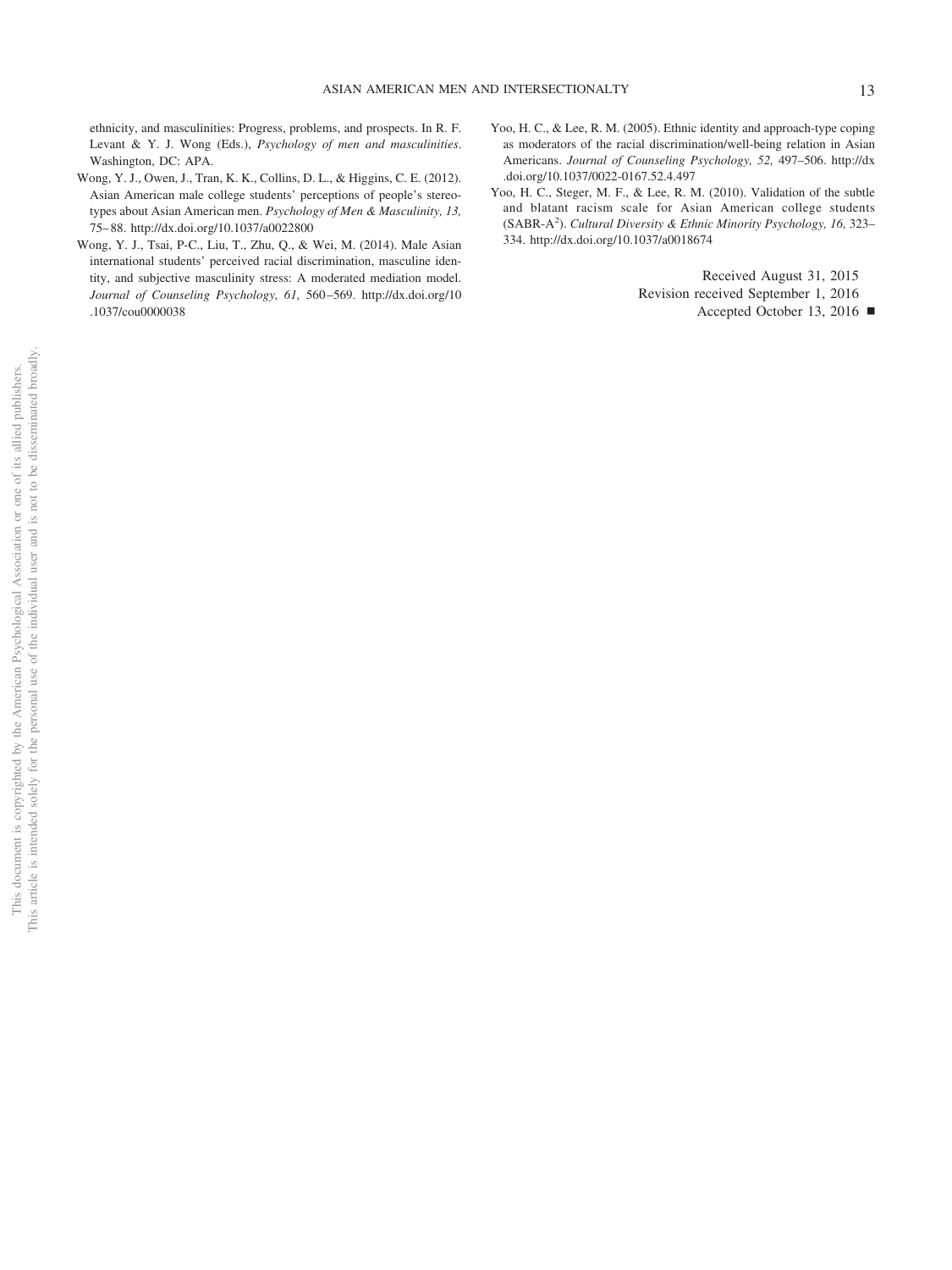ethnicity, and masculinities: Progress, problems, and prospects. In R. F. Levant & Y. J. Wong (Eds.), *Psychology of men and masculinities*. Washington, DC: APA.

Wong, Y. J., Owen, J., Tran, K. K., Collins, D. L., & Higgins, C. E. (2012). Asian American male college students' perceptions of people's stereotypes about Asian American men. *Psychology of Men & Masculinity, 13,* 75–88. http://dx.doi.org/10.1037/a0022800

Wong, Y. J., Tsai, P-C., Liu, T., Zhu, Q., & Wei, M. (2014). Male Asian international students' perceived racial discrimination, masculine identity, and subjective masculinity stress: A moderated mediation model. *Journal of Counseling Psychology, 61,* 560–569. http://dx.doi.org/10.1037/cou0000038

Yoo, H. C., & Lee, R. M. (2005). Ethnic identity and approach-type coping as moderators of the racial discrimination/well-being relation in Asian Americans. *Journal of Counseling Psychology, 52,* 497–506. http://dx.doi.org/10.1037/0022-0167.52.4.497

Yoo, H. C., Steger, M. F., & Lee, R. M. (2010). Validation of the subtle and blatant racism scale for Asian American college students (SABR-A$^2$). *Cultural Diversity & Ethnic Minority Psychology, 16,* 323–334. http://dx.doi.org/10.1037/a0018674

Received August 31, 2015
Revision received September 1, 2016
Accepted October 13, 2016 ■